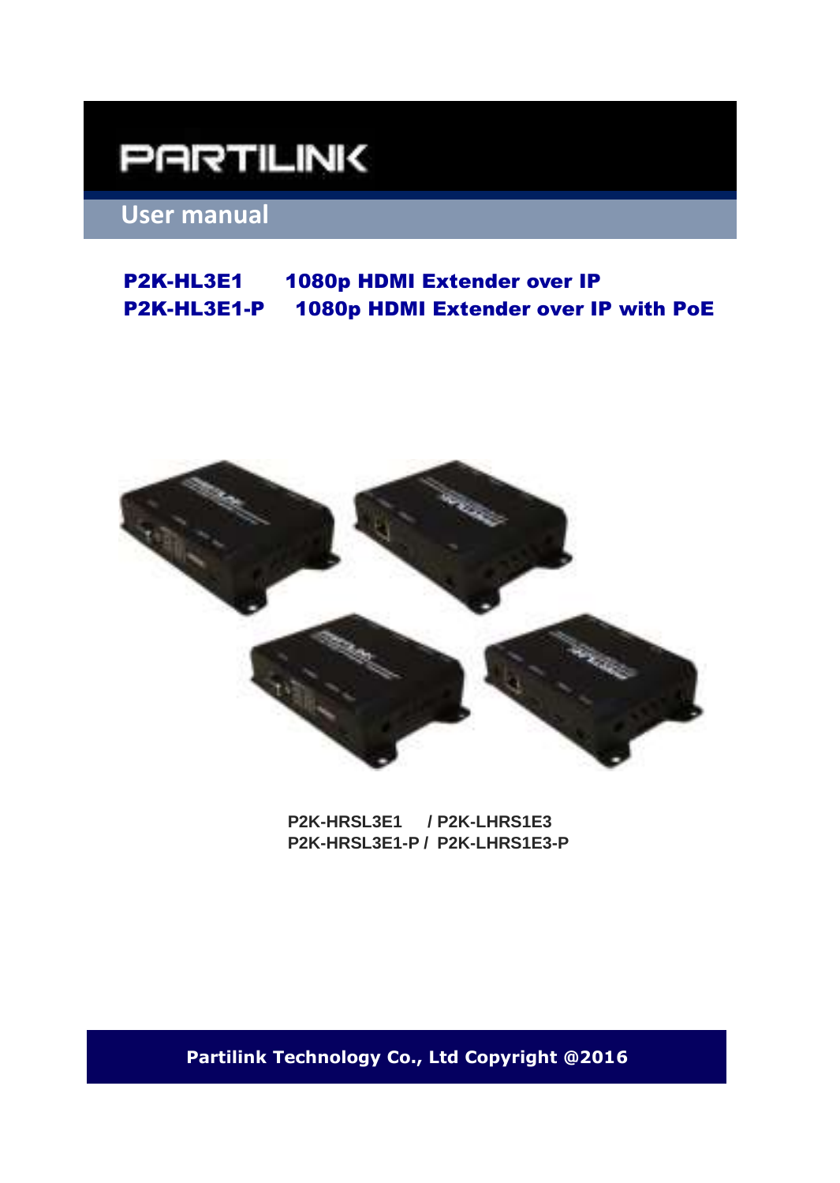# PARTILINK

## User manual

**P2K-HL3E1 1080p HDMI Extender over IP**
**P2K-HL3E1-P 1080p HDMI Extender over IP with PoE**

P2K-HRSL3E1 / P2K-LHRS1E3
P2K-HRSL3E1-P / P2K-LHRS1E3-P

**Partilink Technology Co., Ltd Copyright @2016**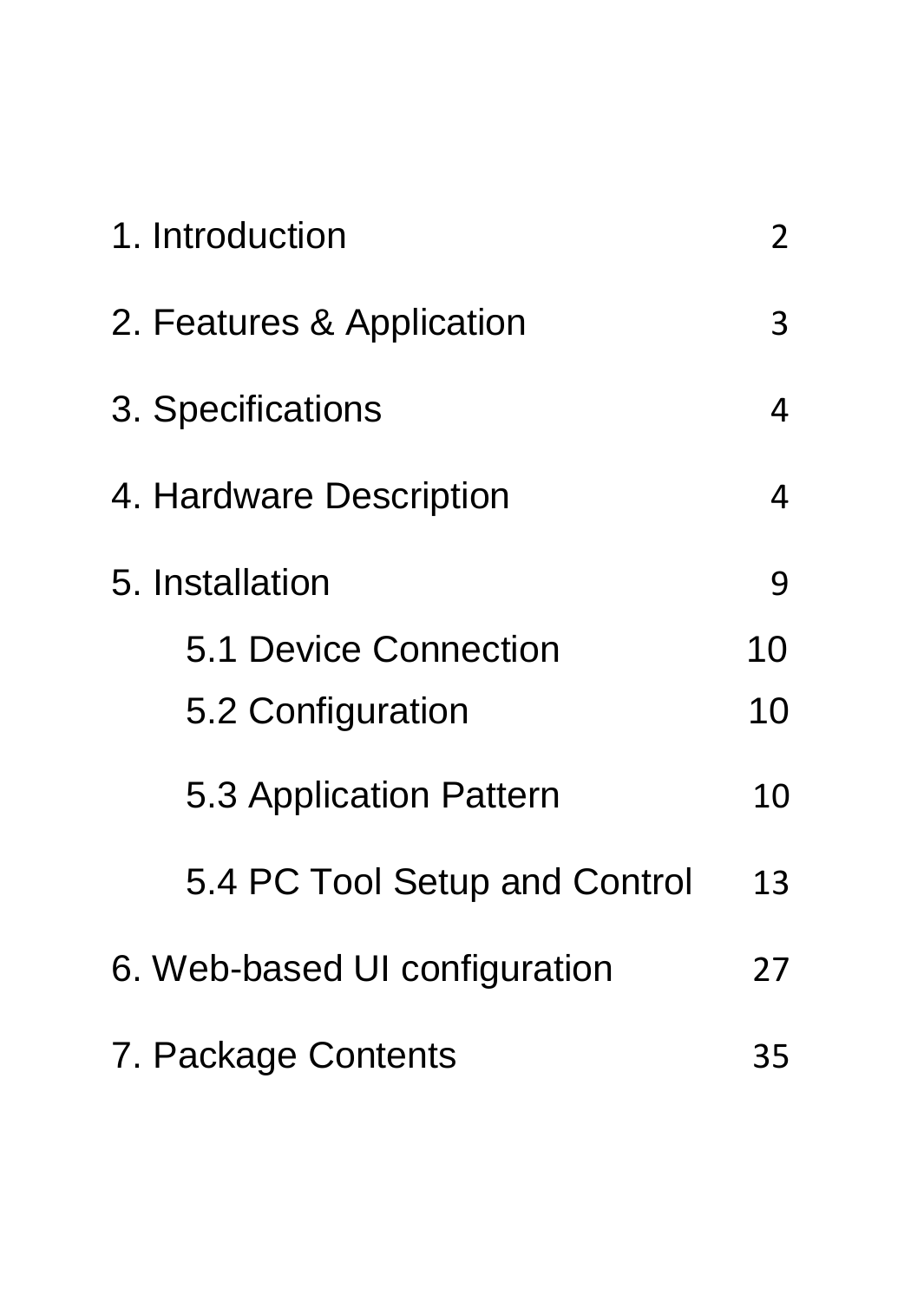1. Introduction 2

2. Features & Application 3

3. Specifications 4

4. Hardware Description 4

5. Installation 9

    5.1 Device Connection 10

    5.2 Configuration 10

    5.3 Application Pattern 10

    5.4 PC Tool Setup and Control 13

6. Web-based UI configuration 27

7. Package Contents 35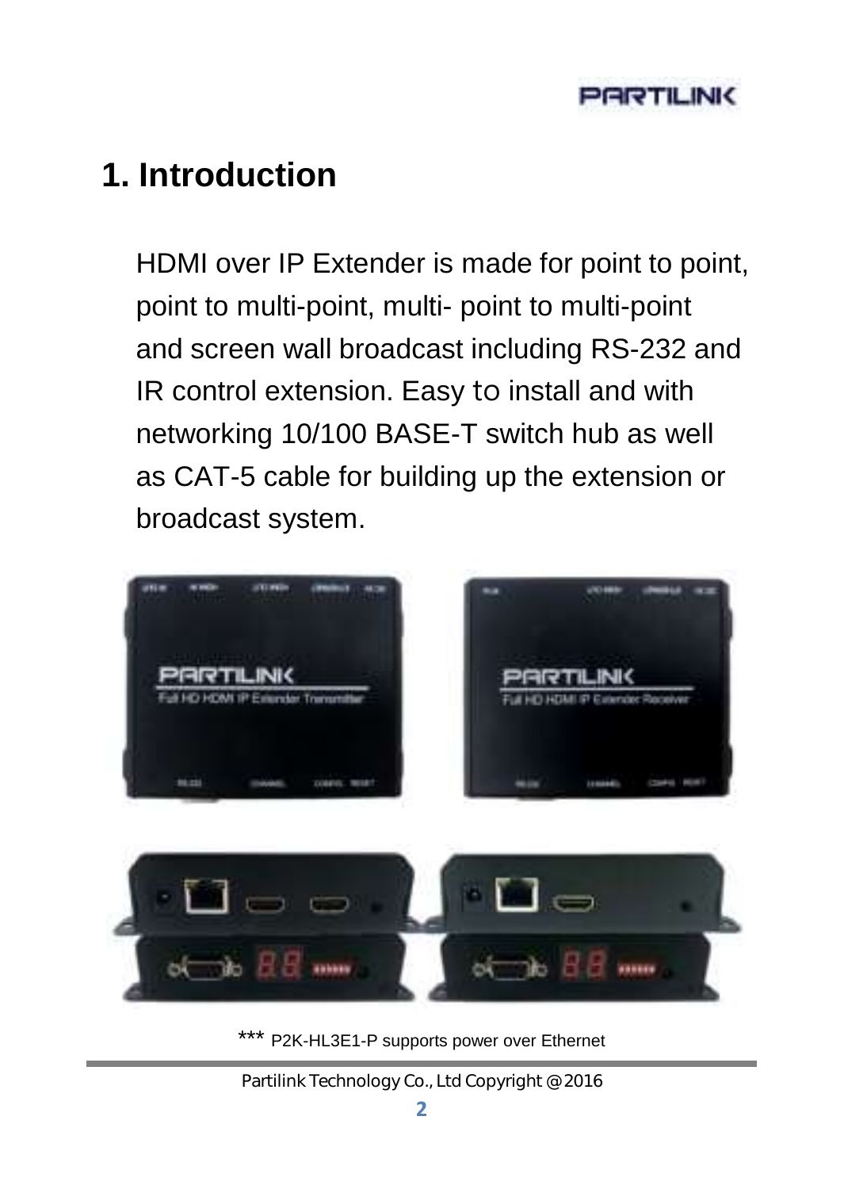# 1. Introduction

HDMI over IP Extender is made for point to point, point to multi-point, multi- point to multi-point and screen wall broadcast including RS-232 and IR control extension. Easy to install and with networking 10/100 BASE-T switch hub as well as CAT-5 cable for building up the extension or broadcast system.

*** P2K-HL3E1-P supports power over Ethernet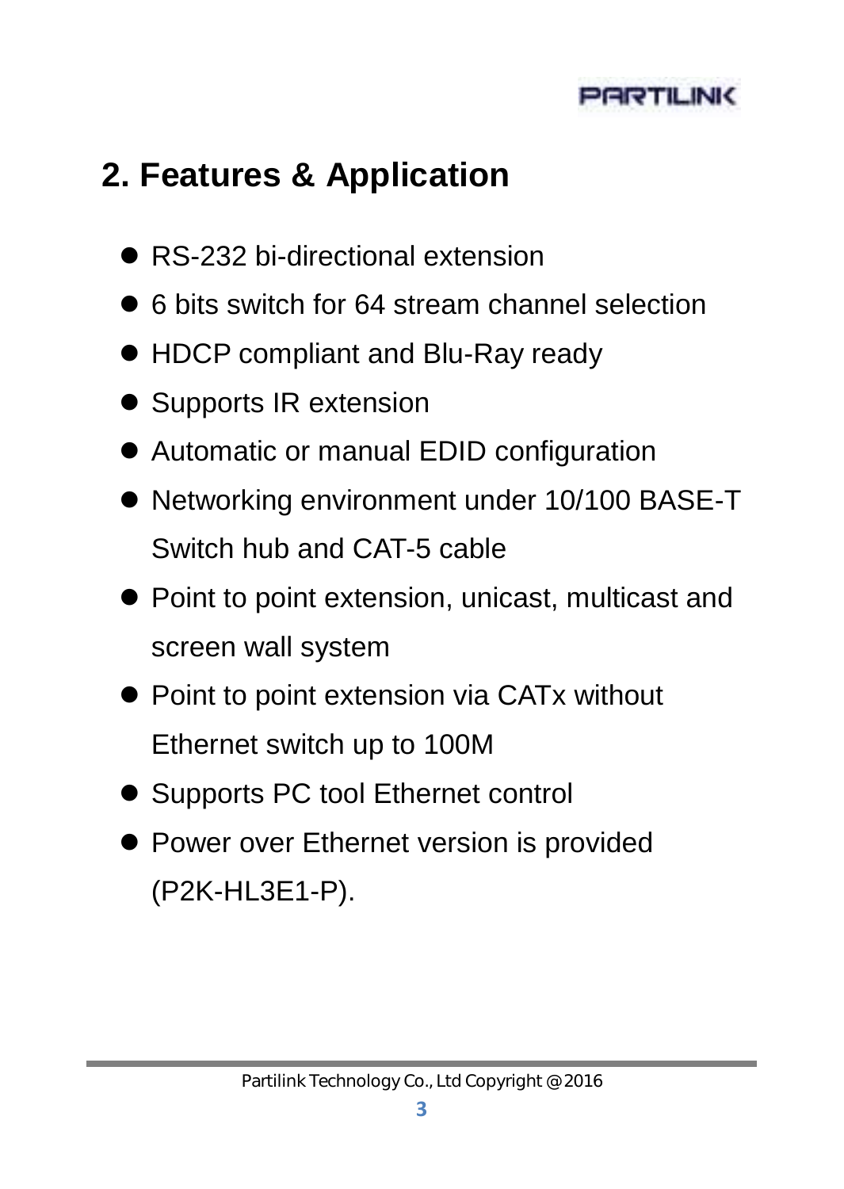## 2. Features & Application

- RS-232 bi-directional extension
- 6 bits switch for 64 stream channel selection
- HDCP compliant and Blu-Ray ready
- Supports IR extension
- Automatic or manual EDID configuration
- Networking environment under 10/100 BASE-T Switch hub and CAT-5 cable
- Point to point extension, unicast, multicast and screen wall system
- Point to point extension via CATx without Ethernet switch up to 100M
- Supports PC tool Ethernet control
- Power over Ethernet version is provided (P2K-HL3E1-P).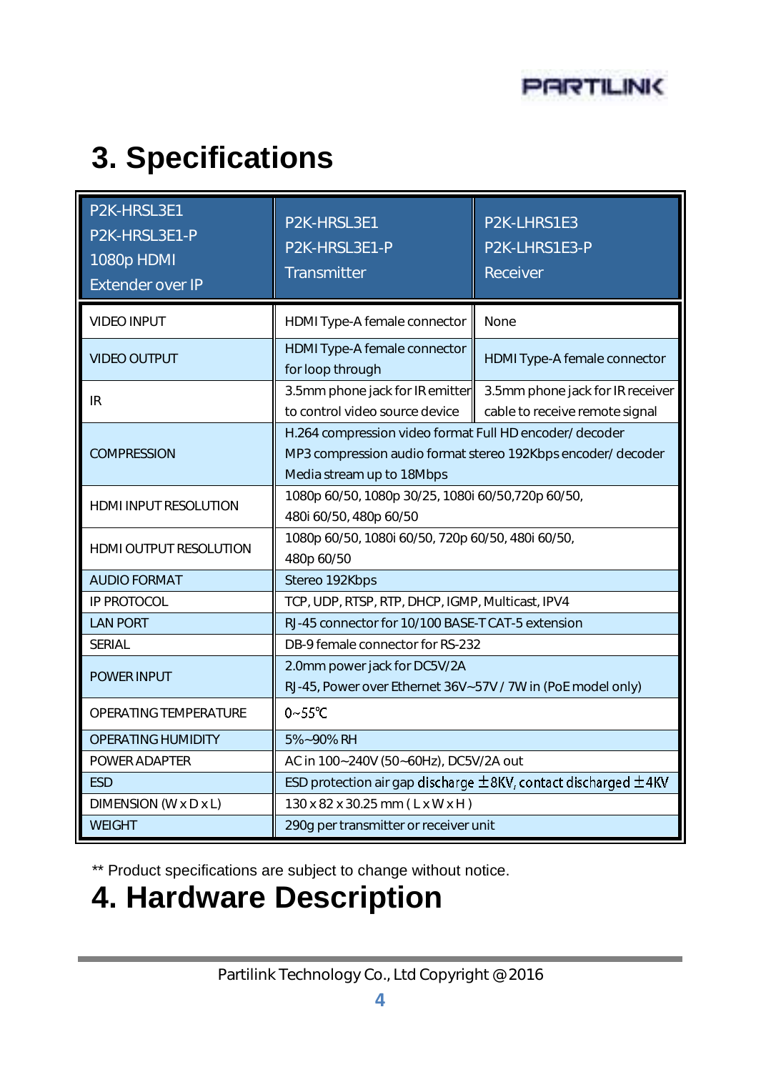# 3. Specifications

| P2K-HRSL3E1<br>P2K-HRSL3E1-P<br>1080p HDMI<br>Extender over IP | P2K-HRSL3E1<br>P2K-HRSL3E1-P<br>Transmitter | P2K-LHRS1E3<br>P2K-LHRS1E3-P<br>Receiver |
|---|---|---|
| VIDEO INPUT | HDMI Type-A female connector | None |
| VIDEO OUTPUT | HDMI Type-A female connector for loop through | HDMI Type-A female connector |
| IR | 3.5mm phone jack for IR emitter to control video source device | 3.5mm phone jack for IR receiver cable to receive remote signal |
| COMPRESSION | H.264 compression video format Full HD encoder/ decoder<br>MP3 compression audio format stereo 192Kbps encoder/ decoder<br>Media stream up to 18Mbps | |
| HDMI INPUT RESOLUTION | 1080p 60/50, 1080p 30/25, 1080i 60/50,720p 60/50, 480i 60/50, 480p 60/50 | |
| HDMI OUTPUT RESOLUTION | 1080p 60/50, 1080i 60/50, 720p 60/50, 480i 60/50, 480p 60/50 | |
| AUDIO FORMAT | Stereo 192Kbps | |
| IP PROTOCOL | TCP, UDP, RTSP, RTP, DHCP, IGMP, Multicast, IPV4 | |
| LAN PORT | RJ-45 connector for 10/100 BASE-T CAT-5 extension | |
| SERIAL | DB-9 female connector for RS-232 | |
| POWER INPUT | 2.0mm power jack for DC5V/2A<br>RJ-45, Power over Ethernet 36V~57V / 7W in (PoE model only) | |
| OPERATING TEMPERATURE | 0~55℃ | |
| OPERATING HUMIDITY | 5%~90% RH | |
| POWER ADAPTER | AC in 100~240V (50~60Hz), DC5V/2A out | |
| ESD | ESD protection air gap discharge ±8KV, contact discharged ±4KV | |
| DIMENSION (W x D x L) | 130 x 82 x 30.25 mm ( L x W x H ) | |
| WEIGHT | 290g per transmitter or receiver unit | |

** Product specifications are subject to change without notice.

# 4. Hardware Description

Partilink Technology Co., Ltd Copyright @ 2016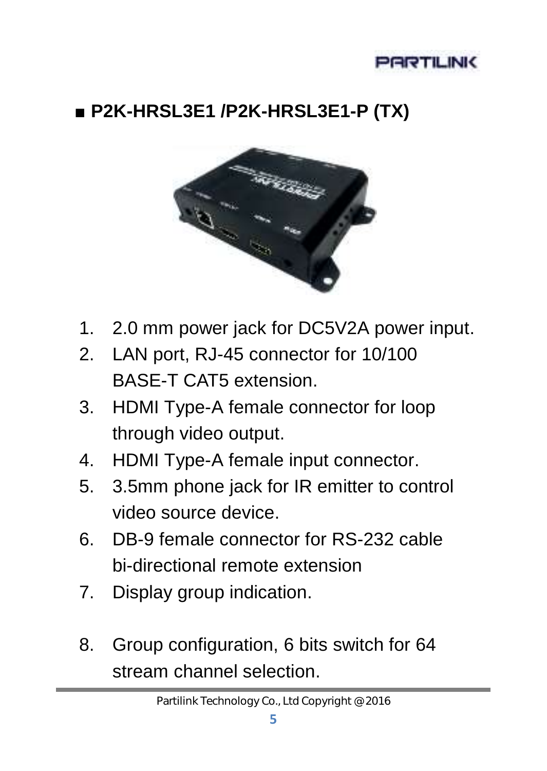## ■ P2K-HRSL3E1 /P2K-HRSL3E1-P (TX)

1. 2.0 mm power jack for DC5V2A power input.
2. LAN port, RJ-45 connector for 10/100 BASE-T CAT5 extension.
3. HDMI Type-A female connector for loop through video output.
4. HDMI Type-A female input connector.
5. 3.5mm phone jack for IR emitter to control video source device.
6. DB-9 female connector for RS-232 cable bi-directional remote extension
7. Display group indication.
8. Group configuration, 6 bits switch for 64 stream channel selection.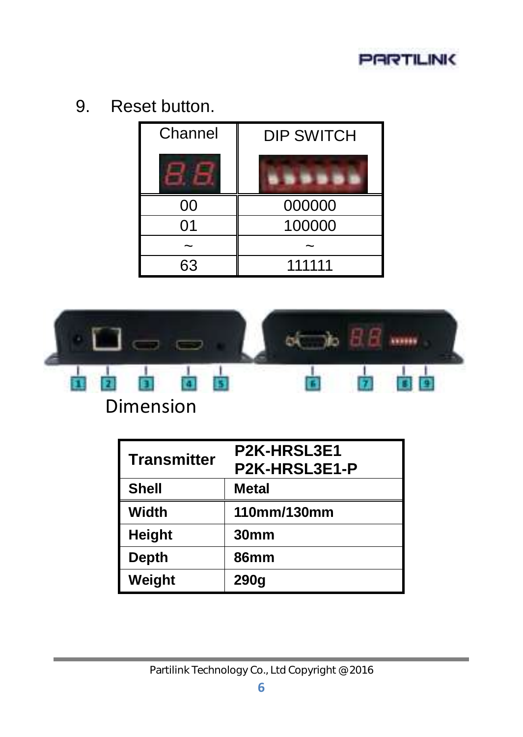9. Reset button.

| Channel | DIP SWITCH |
|---|---|
| 00 | 000000 |
| 01 | 100000 |
| ~ | ~ |
| 63 | 111111 |

Dimension

| Transmitter | P2K-HRSL3E1<br>P2K-HRSL3E1-P |
|---|---|
| **Shell** | **Metal** |
| **Width** | **110mm/130mm** |
| **Height** | **30mm** |
| **Depth** | **86mm** |
| **Weight** | **290g** |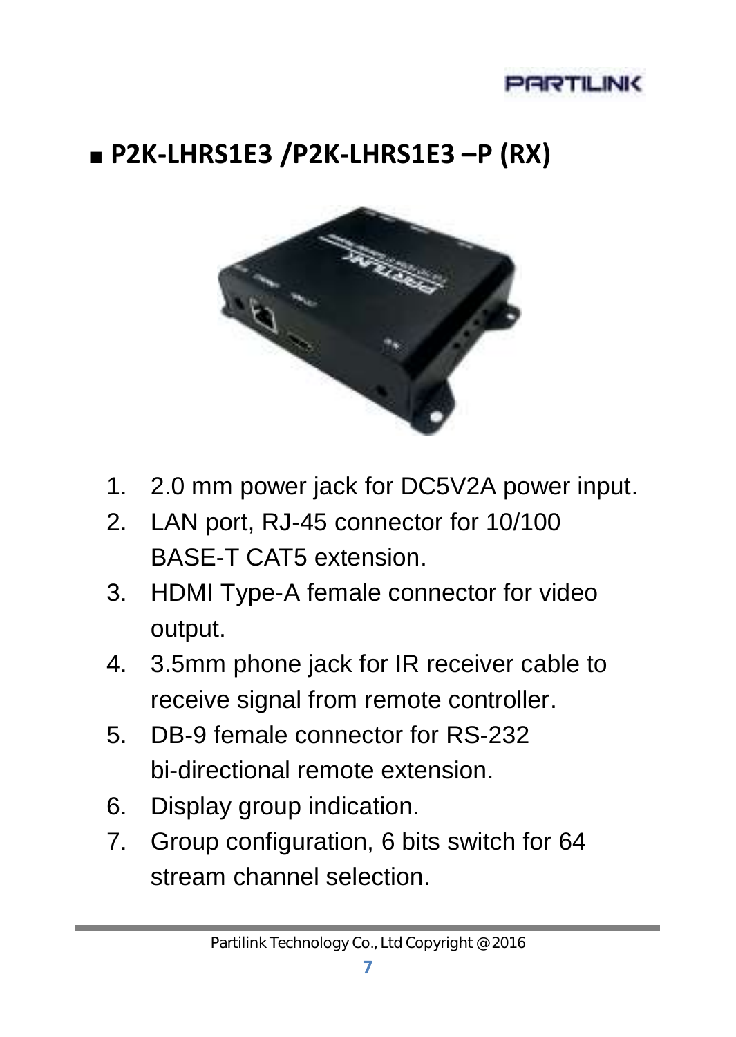## ■ P2K-LHRS1E3 /P2K-LHRS1E3 –P (RX)

1. 2.0 mm power jack for DC5V2A power input.
2. LAN port, RJ-45 connector for 10/100 BASE-T CAT5 extension.
3. HDMI Type-A female connector for video output.
4. 3.5mm phone jack for IR receiver cable to receive signal from remote controller.
5. DB-9 female connector for RS-232 bi-directional remote extension.
6. Display group indication.
7. Group configuration, 6 bits switch for 64 stream channel selection.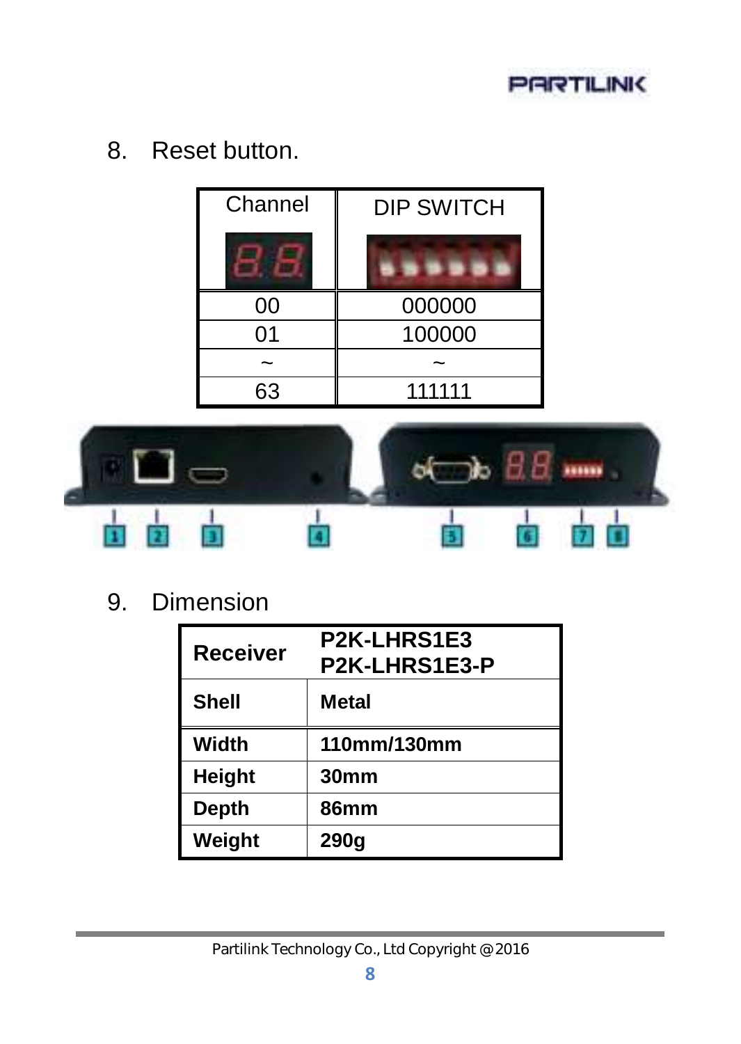8. Reset button.

| Channel | DIP SWITCH |
|---|---|
| 00 | 000000 |
| 01 | 100000 |
| ~ | ~ |
| 63 | 111111 |

9. Dimension

| Receiver | P2K-LHRS1E3<br>P2K-LHRS1E3-P |
|---|---|
| **Shell** | **Metal** |
| **Width** | **110mm/130mm** |
| **Height** | **30mm** |
| **Depth** | **86mm** |
| **Weight** | **290g** |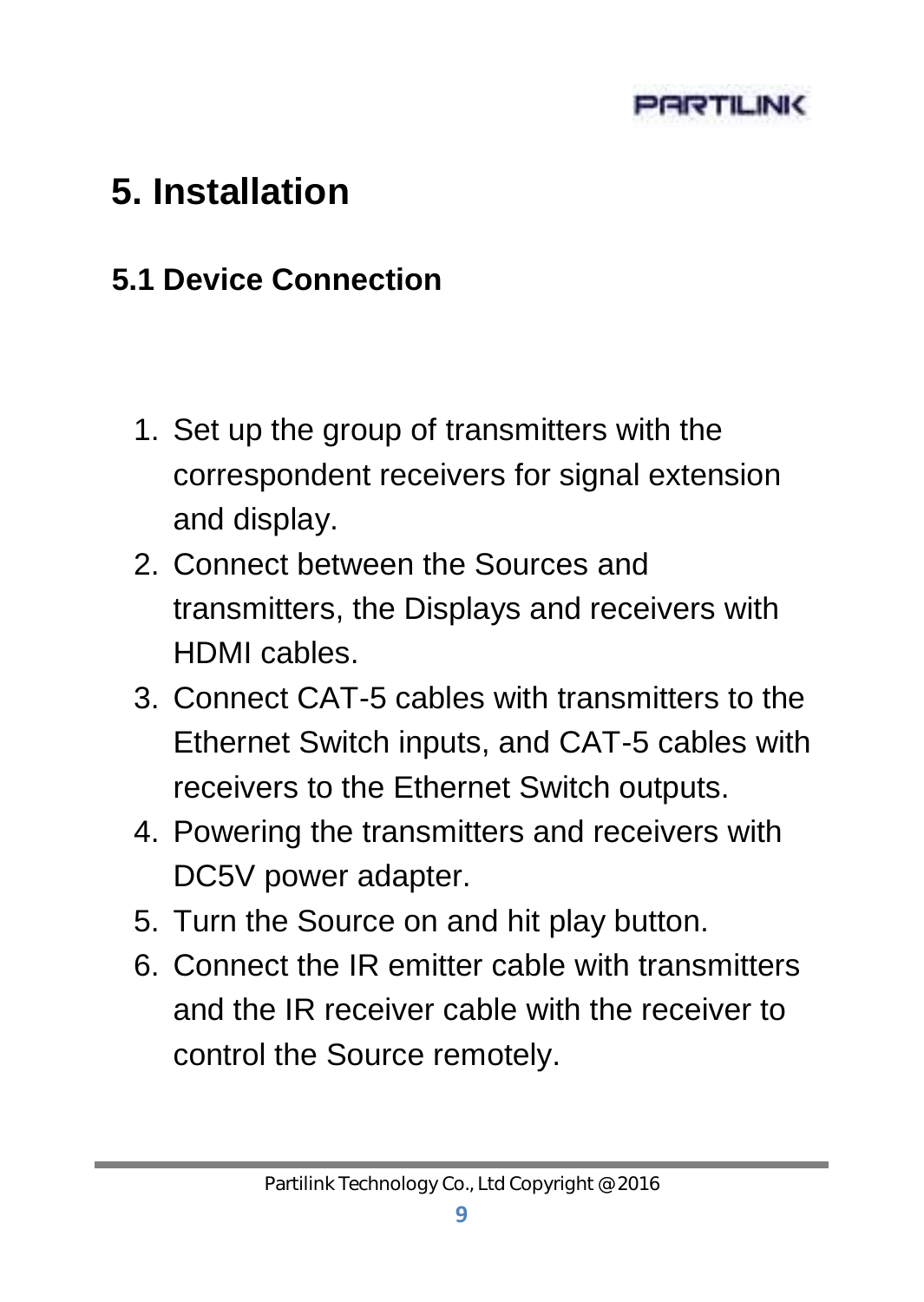# 5. Installation

## 5.1 Device Connection

1. Set up the group of transmitters with the correspondent receivers for signal extension and display.
2. Connect between the Sources and transmitters, the Displays and receivers with HDMI cables.
3. Connect CAT-5 cables with transmitters to the Ethernet Switch inputs, and CAT-5 cables with receivers to the Ethernet Switch outputs.
4. Powering the transmitters and receivers with DC5V power adapter.
5. Turn the Source on and hit play button.
6. Connect the IR emitter cable with transmitters and the IR receiver cable with the receiver to control the Source remotely.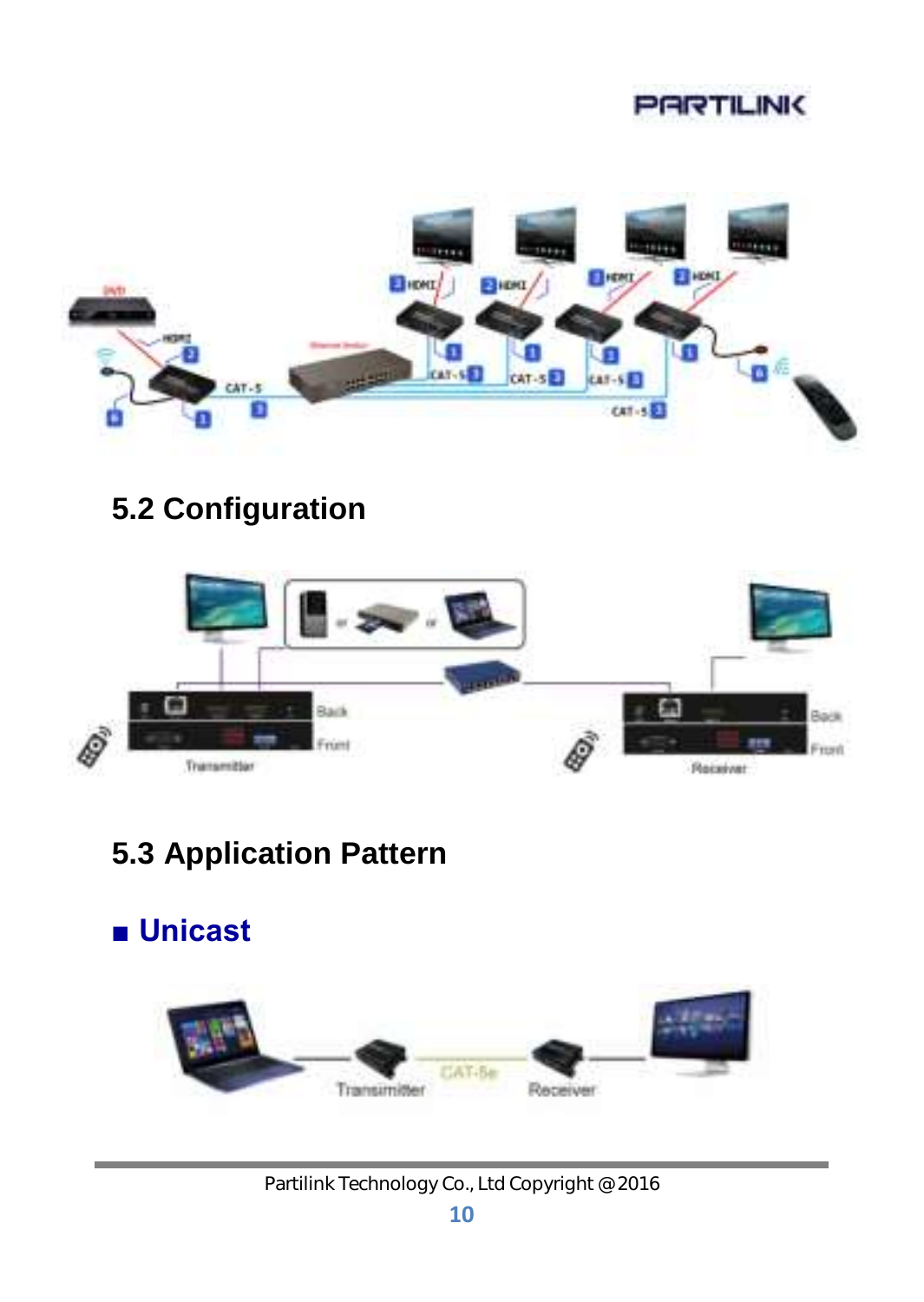## 5.2 Configuration

## 5.3 Application Pattern

### ■ Unicast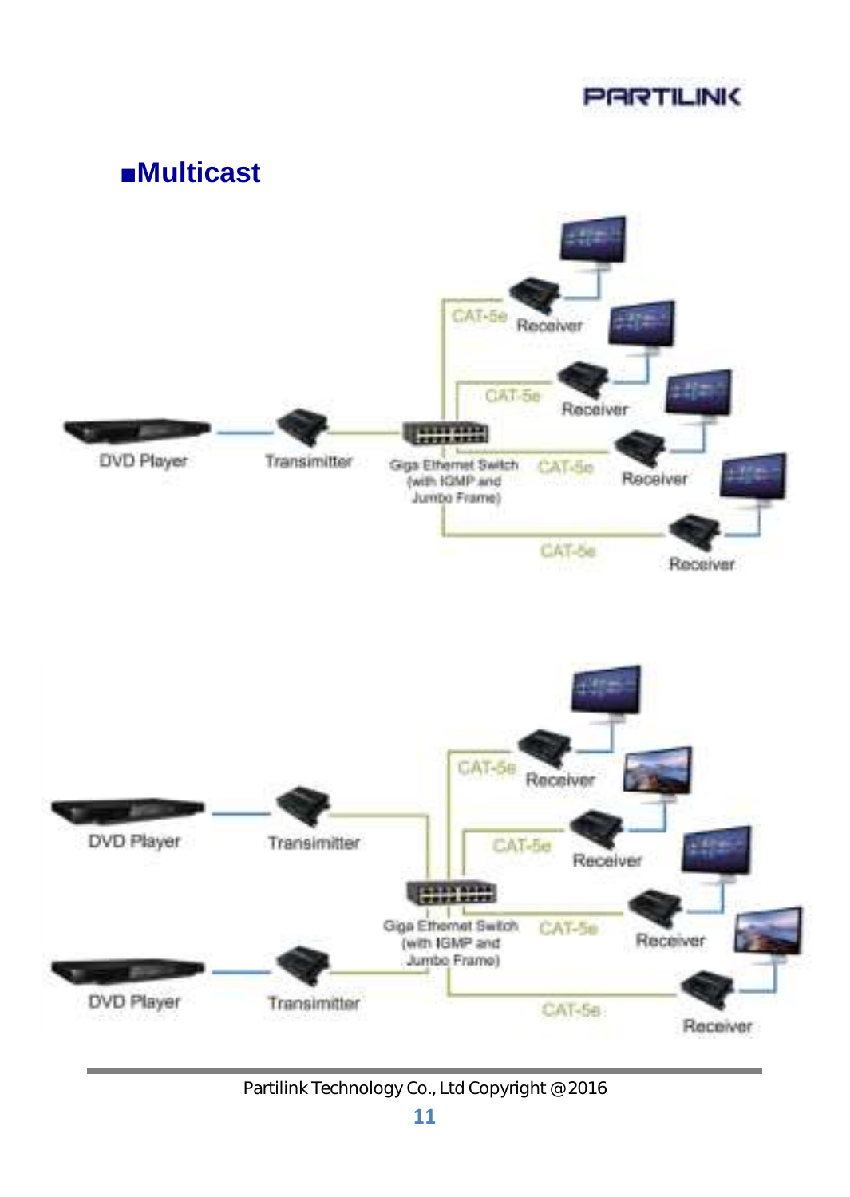## ■Multicast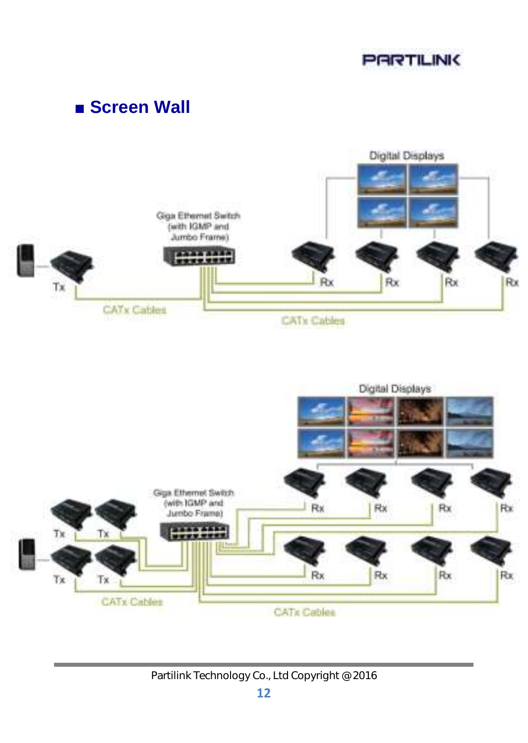## ■ Screen Wall

Digital Displays

Giga Ethernet Switch (with IGMP and Jumbo Frame)

Tx

Rx Rx Rx Rx

CATx Cables

CATx Cables

Digital Displays

Giga Ethernet Switch (with IGMP and Jumbo Frame)

Tx Tx

Tx Tx

Rx Rx Rx Rx

Rx Rx Rx Rx

CATx Cables

CATx Cables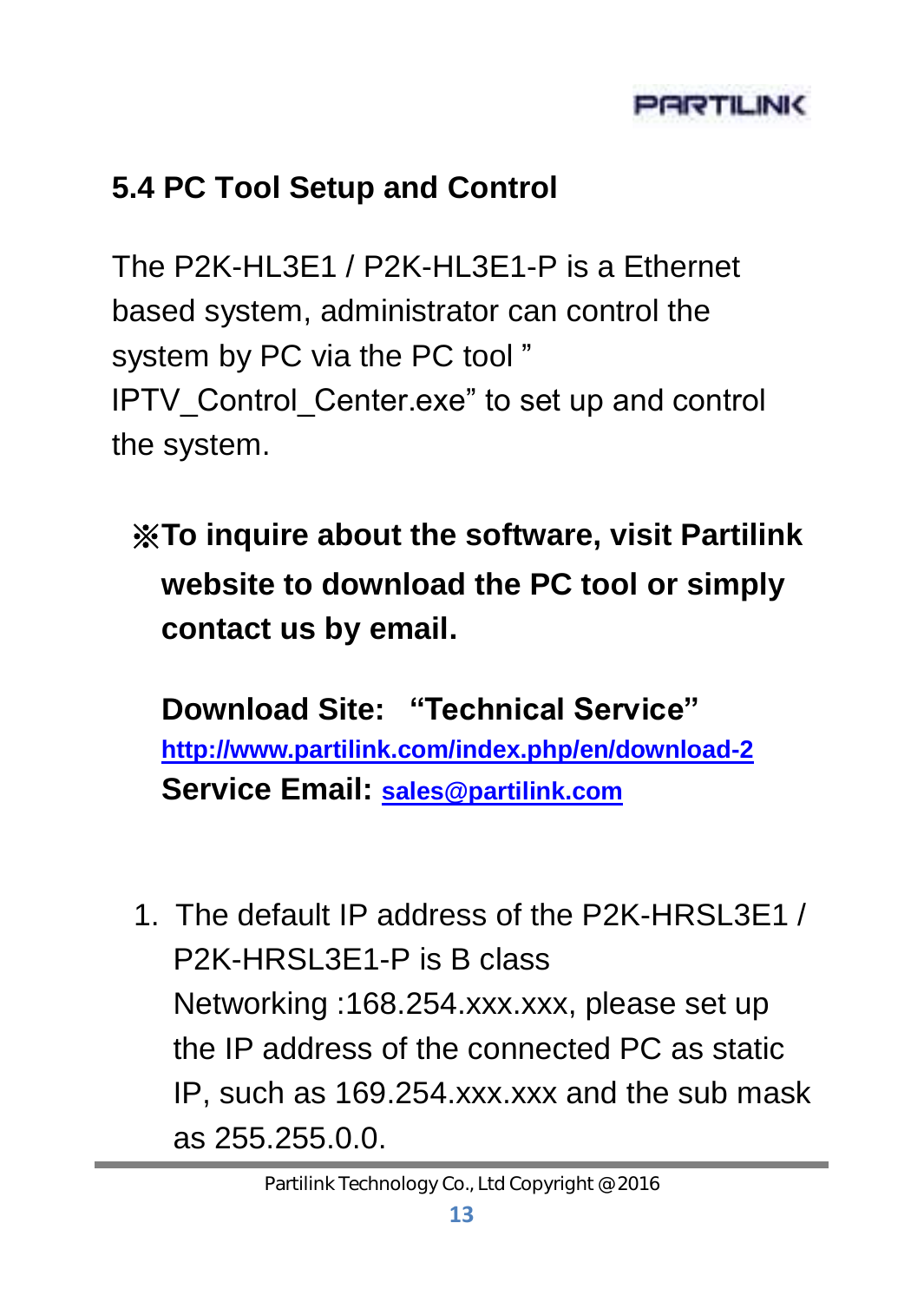## 5.4 PC Tool Setup and Control

The P2K-HL3E1 / P2K-HL3E1-P is a Ethernet based system, administrator can control the system by PC via the PC tool " IPTV_Control_Center.exe" to set up and control the system.

**※To inquire about the software, visit Partilink website to download the PC tool or simply contact us by email.**

**Download Site: "Technical Service"**
**http://www.partilink.com/index.php/en/download-2**
**Service Email: sales@partilink.com**

1. The default IP address of the P2K-HRSL3E1 / P2K-HRSL3E1-P is B class Networking :168.254.xxx.xxx, please set up the IP address of the connected PC as static IP, such as 169.254.xxx.xxx and the sub mask as 255.255.0.0.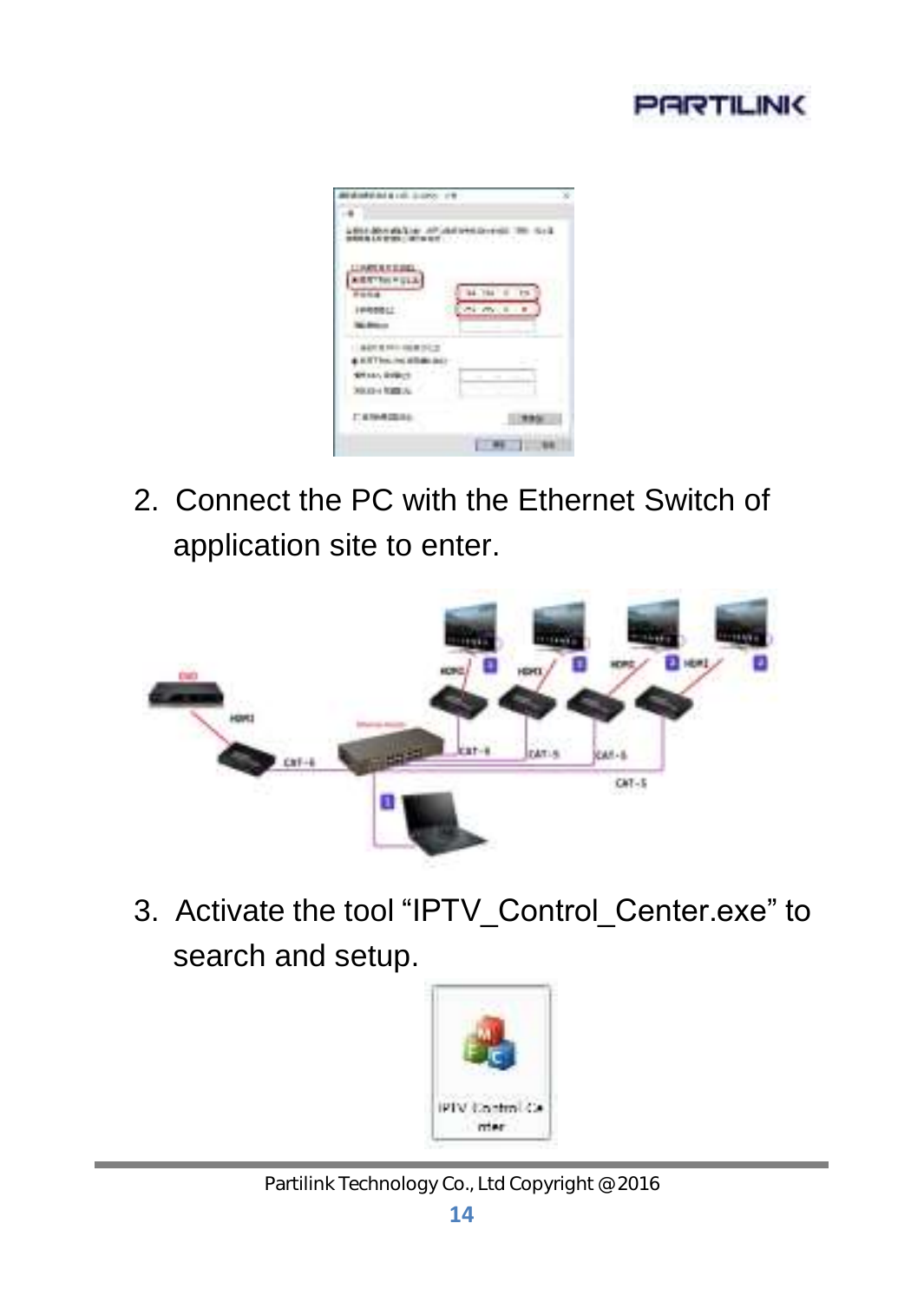2. Connect the PC with the Ethernet Switch of application site to enter.

3. Activate the tool “IPTV_Control_Center.exe” to search and setup.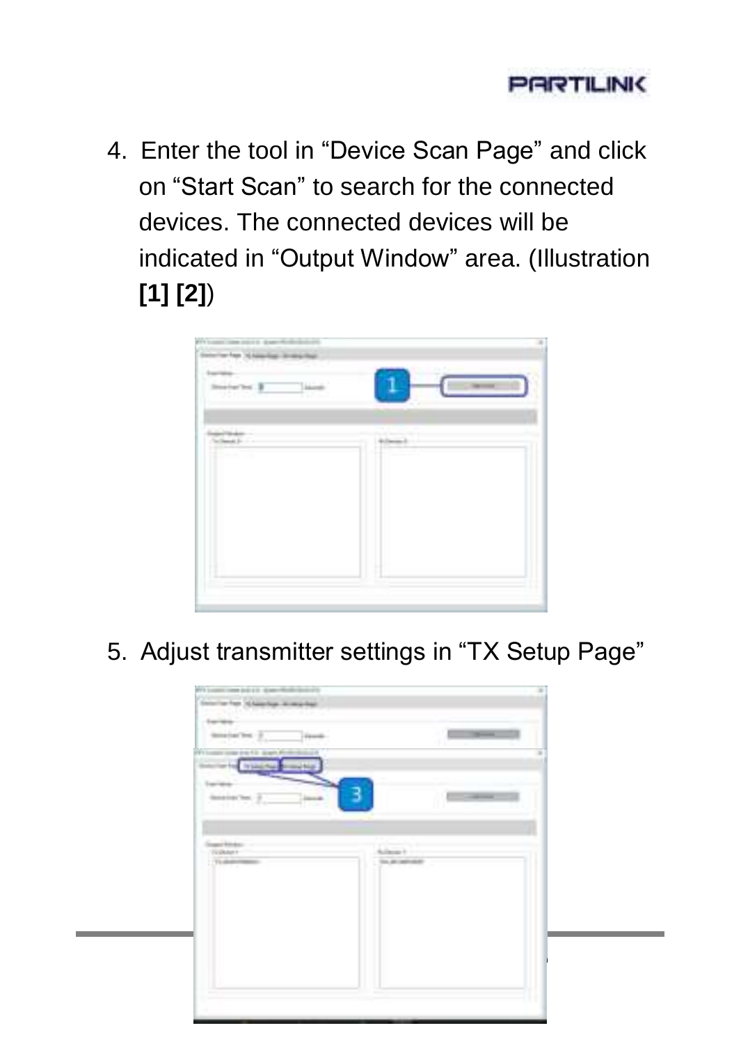4. Enter the tool in “Device Scan Page” and click on “Start Scan” to search for the connected devices. The connected devices will be indicated in “Output Window” area. (Illustration **[1] [2]**)

5. Adjust transmitter settings in “TX Setup Page”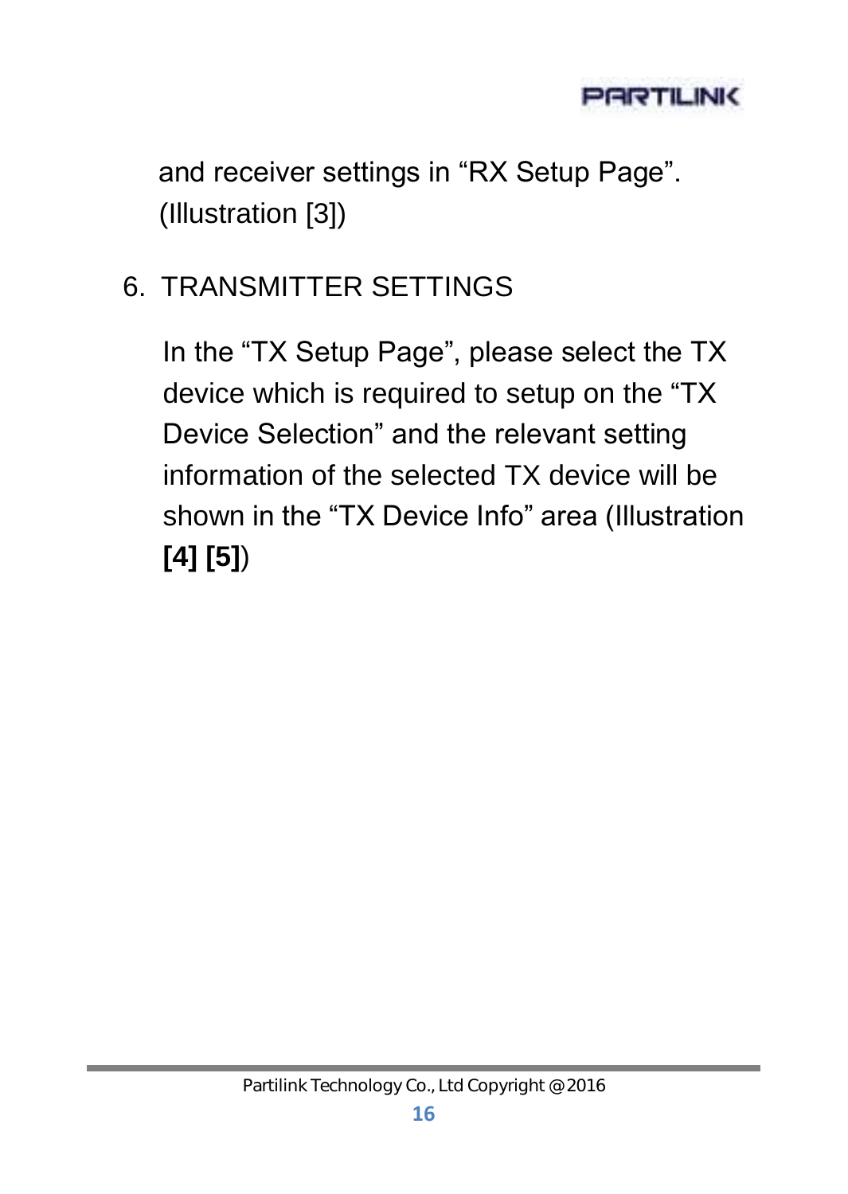and receiver settings in “RX Setup Page”. (Illustration [3])

6. TRANSMITTER SETTINGS

   In the “TX Setup Page”, please select the TX device which is required to setup on the “TX Device Selection” and the relevant setting information of the selected TX device will be shown in the “TX Device Info” area (Illustration **[4] [5]**)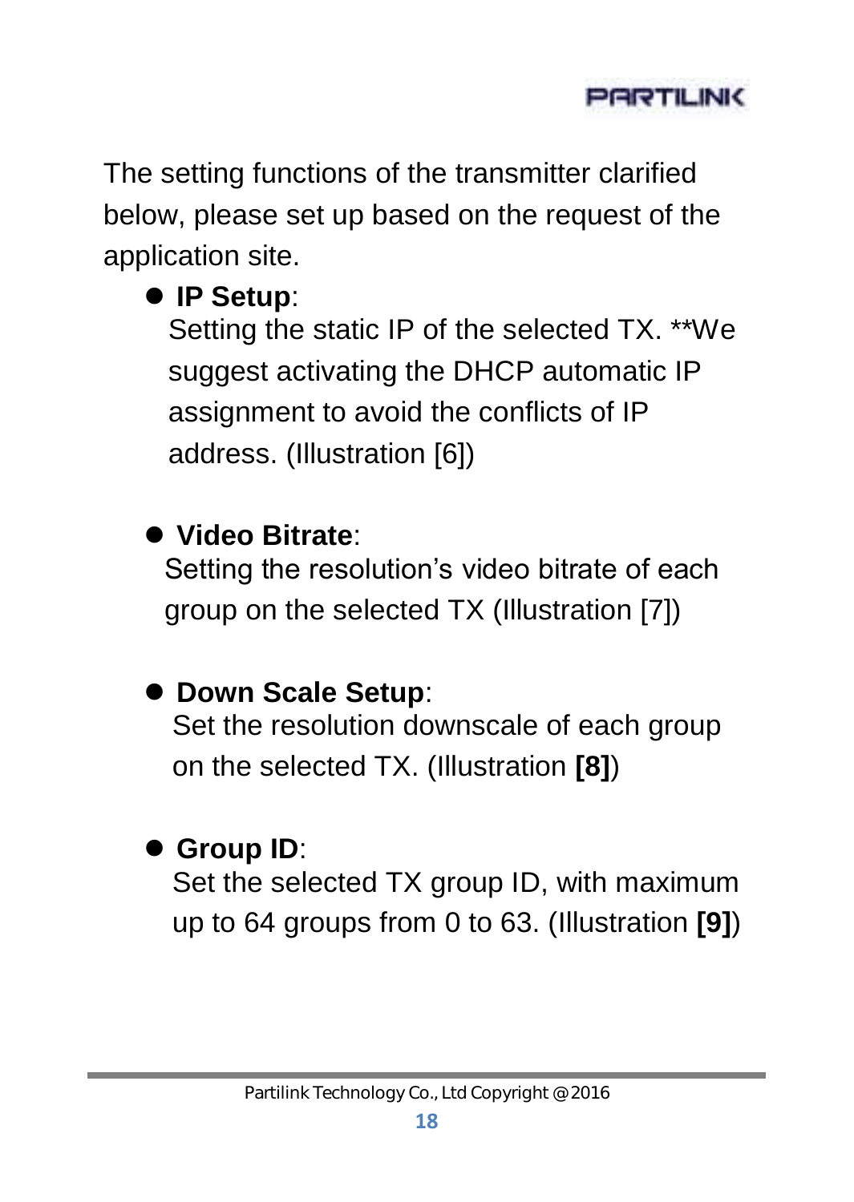The setting functions of the transmitter clarified below, please set up based on the request of the application site.

- **IP Setup**:
  Setting the static IP of the selected TX. **We suggest activating the DHCP automatic IP assignment to avoid the conflicts of IP address. (Illustration [6])

- **Video Bitrate**:
  Setting the resolution's video bitrate of each group on the selected TX (Illustration [7])

- **Down Scale Setup**:
  Set the resolution downscale of each group on the selected TX. (Illustration **[8]**)

- **Group ID**:
  Set the selected TX group ID, with maximum up to 64 groups from 0 to 63. (Illustration **[9]**)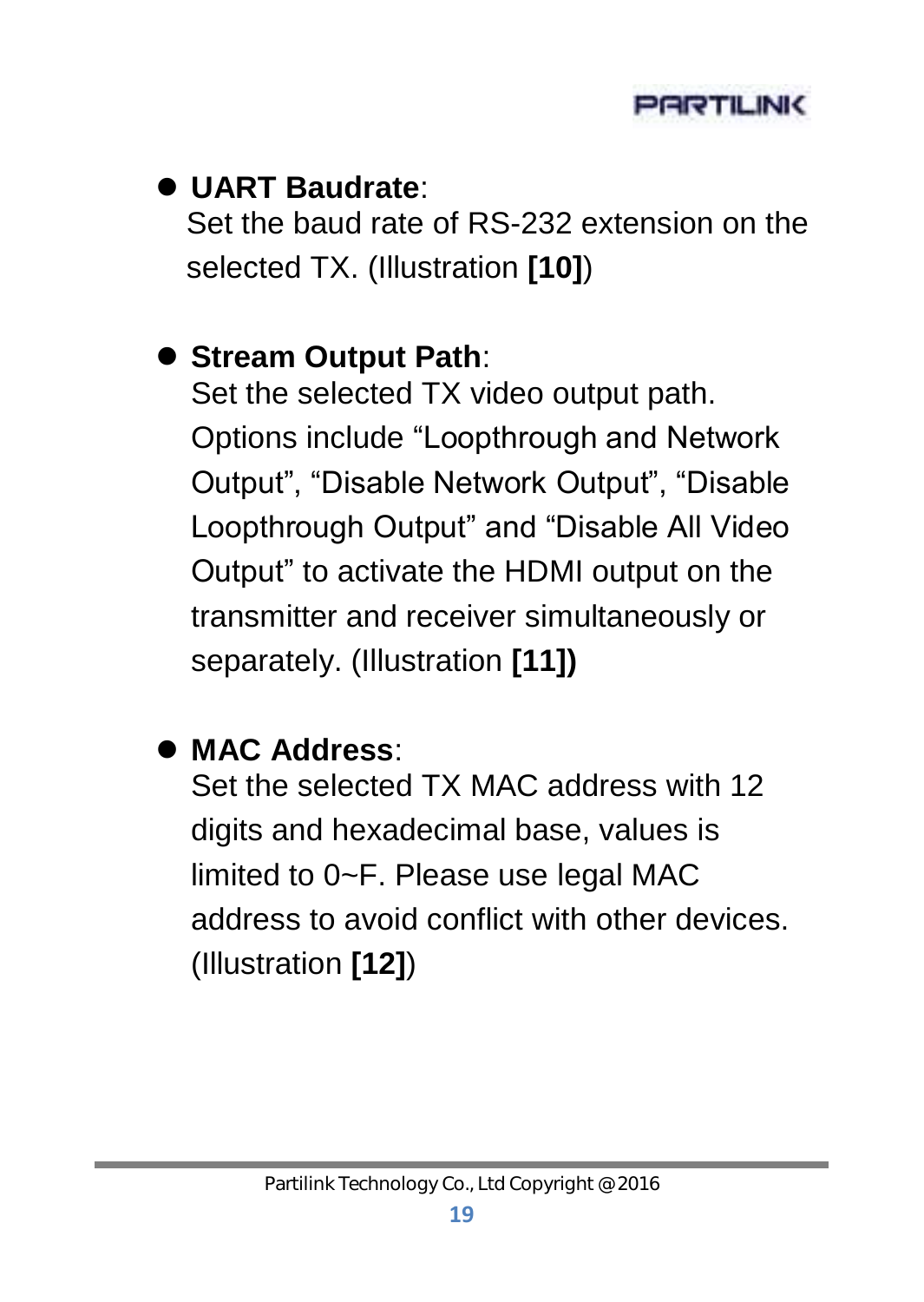- **UART Baudrate**:
  Set the baud rate of RS-232 extension on the selected TX. (Illustration **[10]**)

- **Stream Output Path**:
  Set the selected TX video output path. Options include "Loopthrough and Network Output", "Disable Network Output", "Disable Loopthrough Output" and "Disable All Video Output" to activate the HDMI output on the transmitter and receiver simultaneously or separately. (Illustration **[11])**

- **MAC Address**:
  Set the selected TX MAC address with 12 digits and hexadecimal base, values is limited to 0~F. Please use legal MAC address to avoid conflict with other devices. (Illustration **[12]**)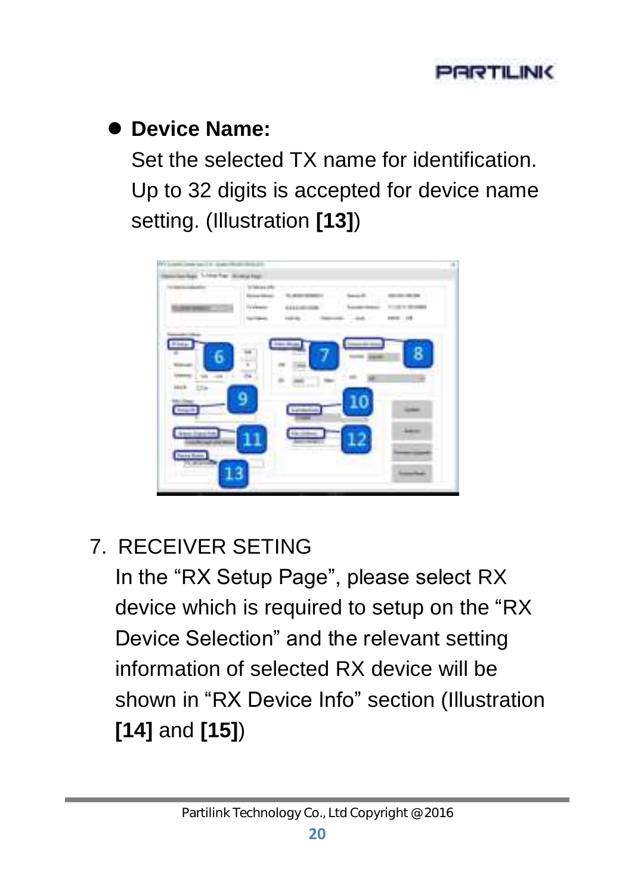- **Device Name:**
  Set the selected TX name for identification. Up to 32 digits is accepted for device name setting. (Illustration **[13]**)

7. RECEIVER SETING
   In the “RX Setup Page”, please select RX device which is required to setup on the “RX Device Selection” and the relevant setting information of selected RX device will be shown in “RX Device Info” section (Illustration **[14]** and **[15]**)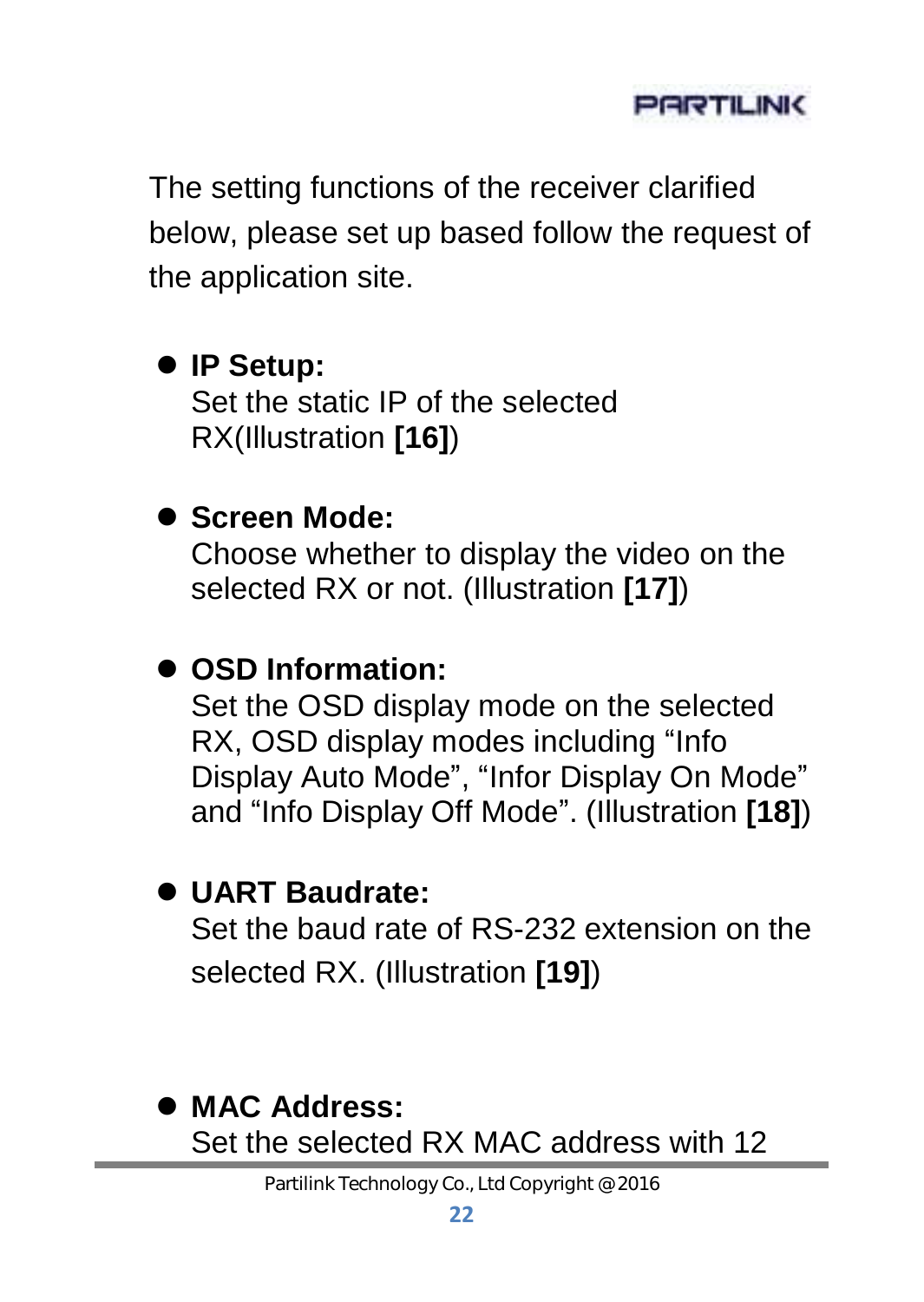The setting functions of the receiver clarified below, please set up based follow the request of the application site.

- **IP Setup:**
  Set the static IP of the selected RX(Illustration **[16]**)

- **Screen Mode:**
  Choose whether to display the video on the selected RX or not. (Illustration **[17]**)

- **OSD Information:**
  Set the OSD display mode on the selected RX, OSD display modes including “Info Display Auto Mode”, “Infor Display On Mode” and “Info Display Off Mode”. (Illustration **[18]**)

- **UART Baudrate:**
  Set the baud rate of RS-232 extension on the selected RX. (Illustration **[19]**)

- **MAC Address:**
  Set the selected RX MAC address with 12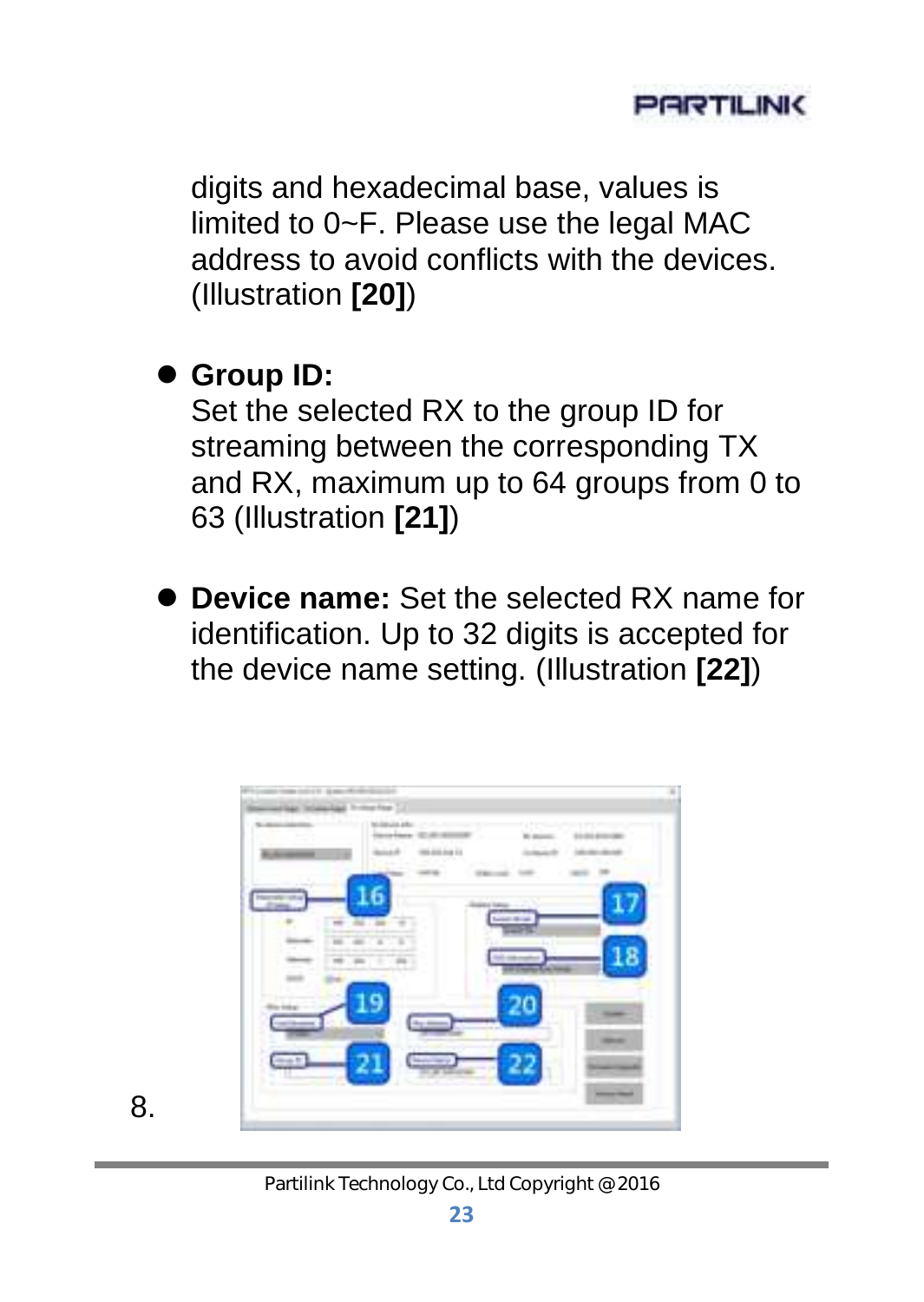digits and hexadecimal base, values is limited to 0~F. Please use the legal MAC address to avoid conflicts with the devices. (Illustration **[20]**)

- **Group ID:**
  Set the selected RX to the group ID for streaming between the corresponding TX and RX, maximum up to 64 groups from 0 to 63 (Illustration **[21]**)

- **Device name:** Set the selected RX name for identification. Up to 32 digits is accepted for the device name setting. (Illustration **[22]**)

8.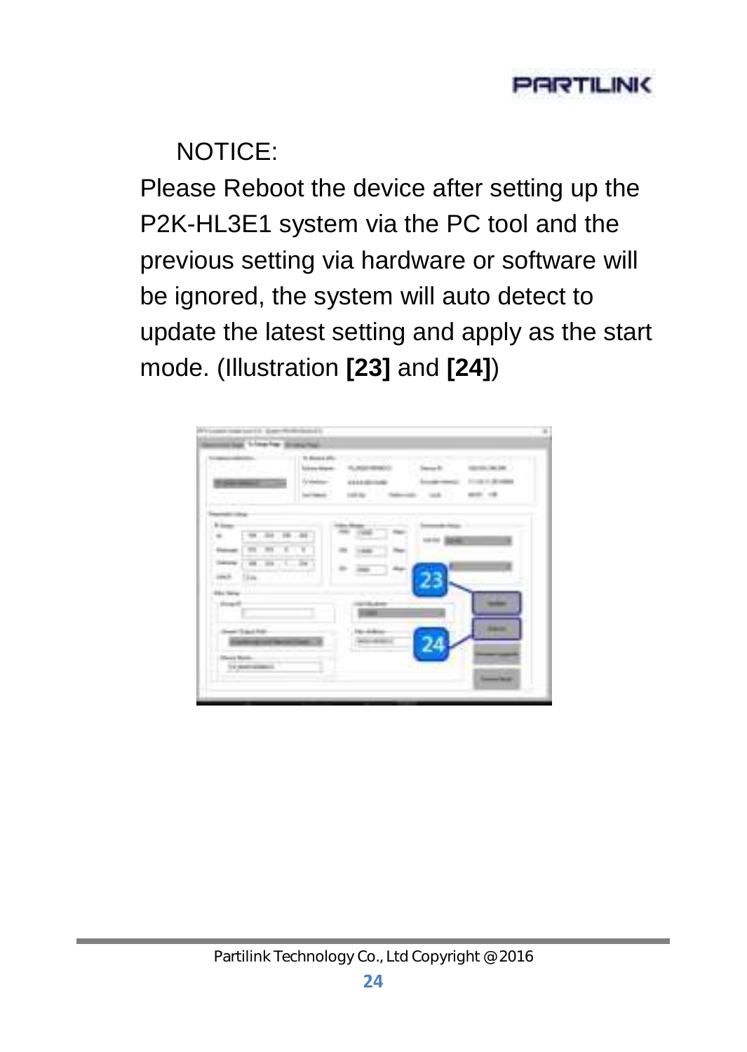NOTICE:

Please Reboot the device after setting up the P2K-HL3E1 system via the PC tool and the previous setting via hardware or software will be ignored, the system will auto detect to update the latest setting and apply as the start mode. (Illustration **[23]** and **[24]**)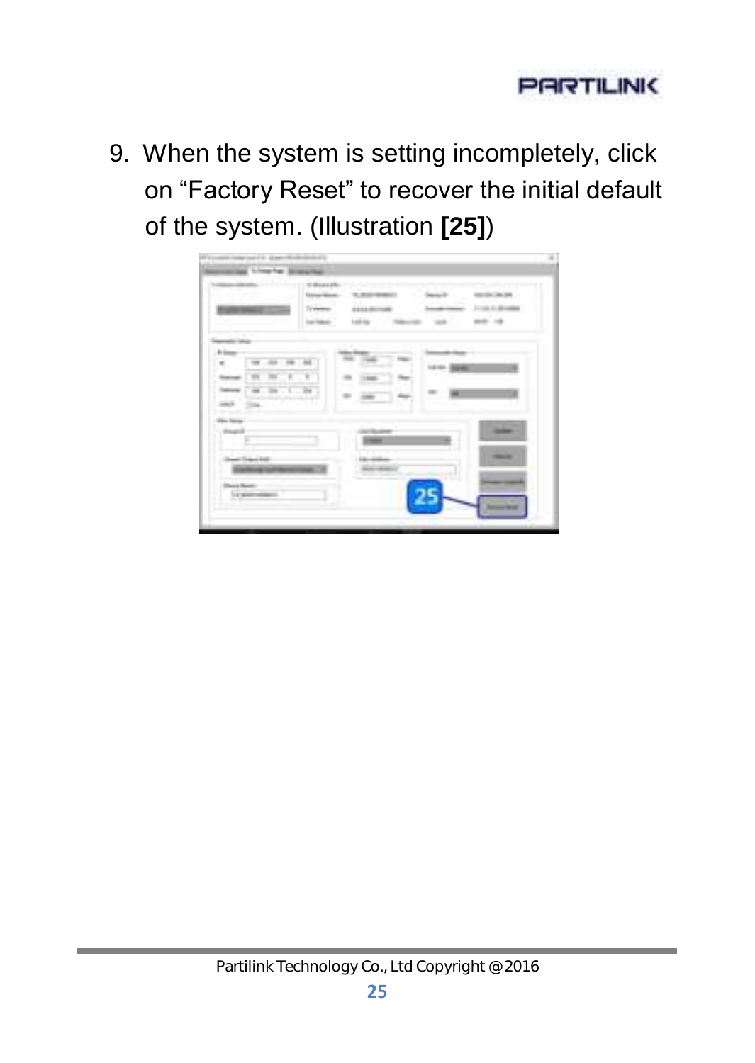9. When the system is setting incompletely, click on “Factory Reset” to recover the initial default of the system. (Illustration **[25]**)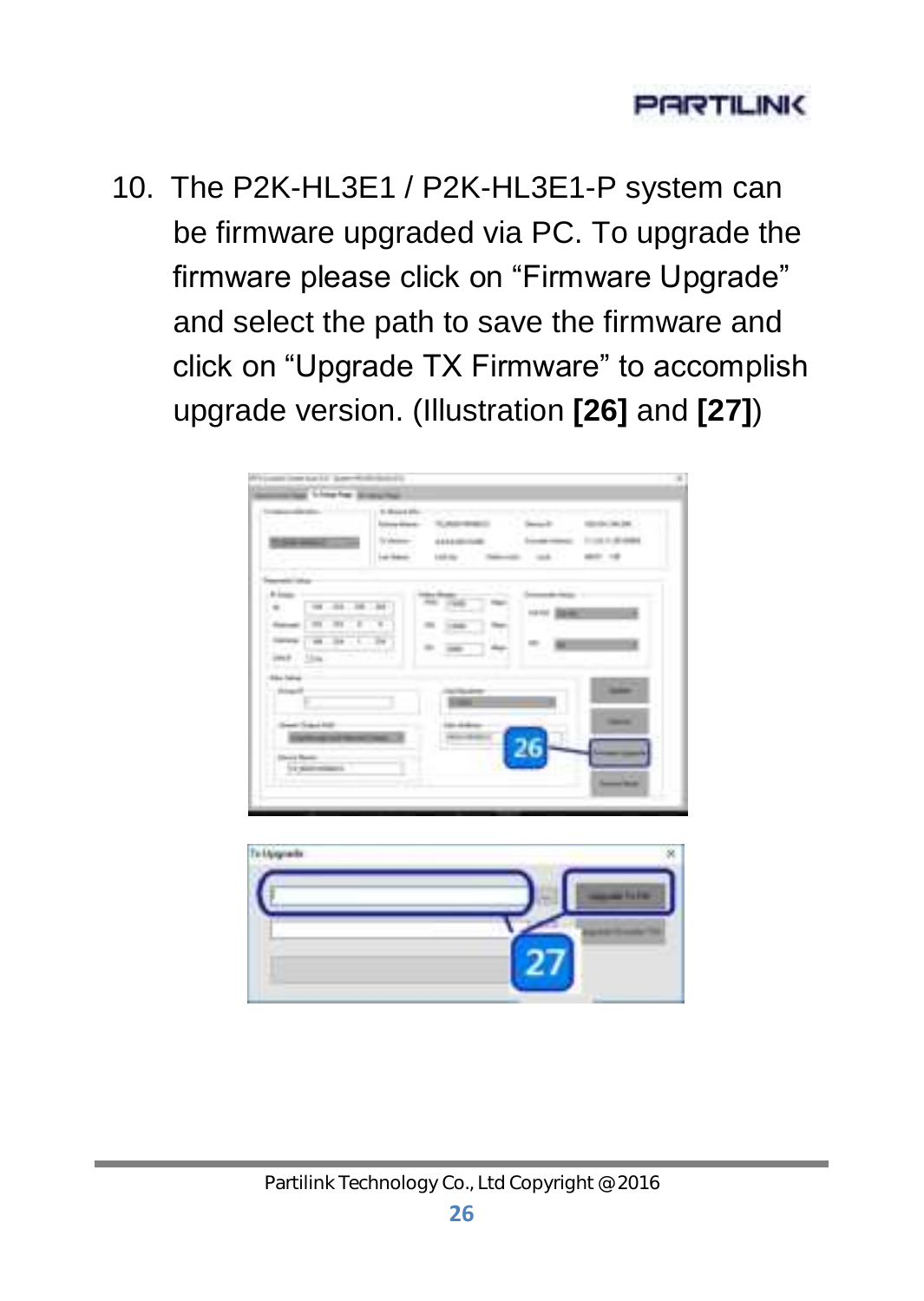10. The P2K-HL3E1 / P2K-HL3E1-P system can be firmware upgraded via PC. To upgrade the firmware please click on “Firmware Upgrade” and select the path to save the firmware and click on “Upgrade TX Firmware” to accomplish upgrade version. (Illustration **[26]** and **[27]**)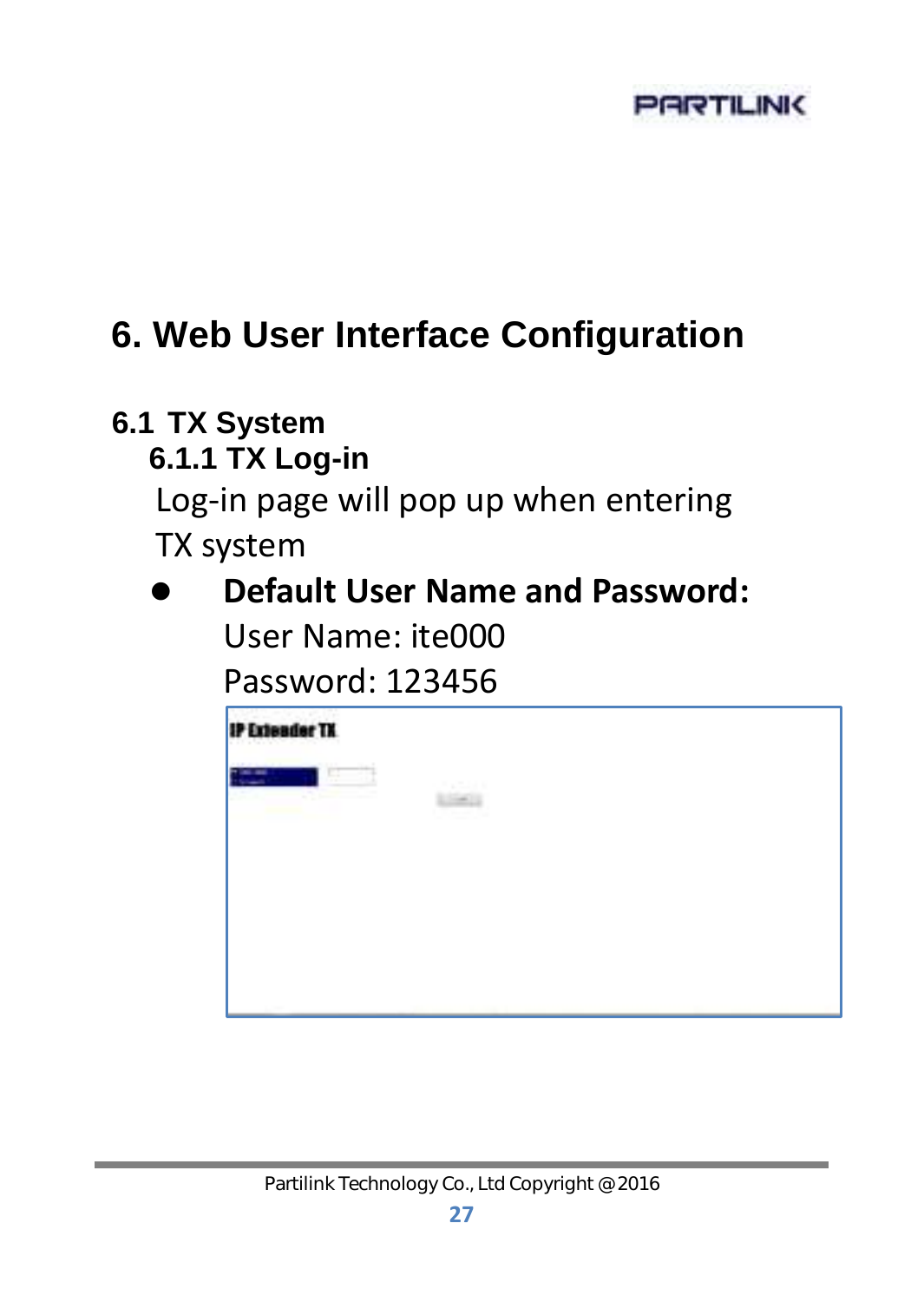# 6. Web User Interface Configuration

## 6.1 TX System

### 6.1.1 TX Log-in

Log-in page will pop up when entering TX system

- **Default User Name and Password:**

  User Name: ite000

  Password: 123456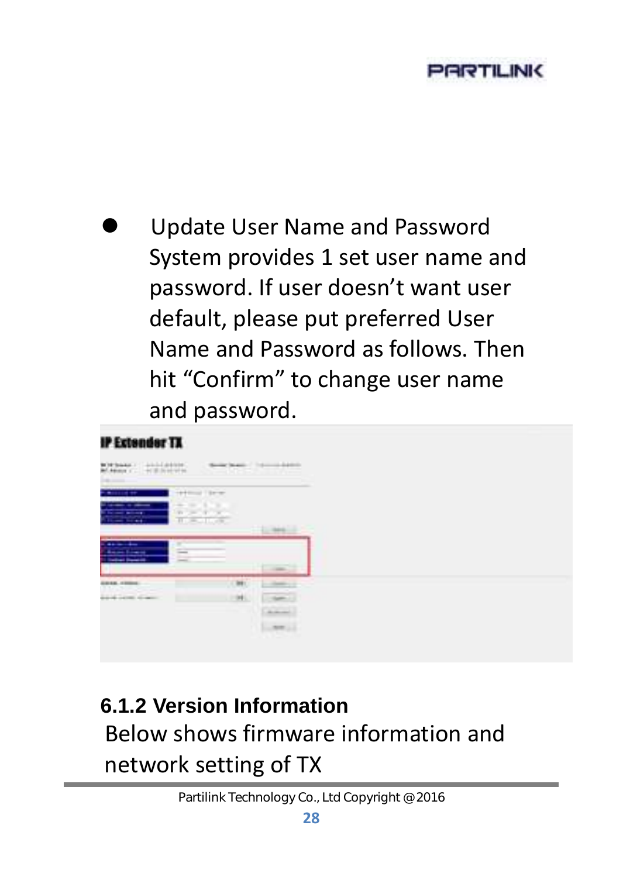- Update User Name and Password
  System provides 1 set user name and password. If user doesn't want user default, please put preferred User Name and Password as follows. Then hit "Confirm" to change user name and password.

### 6.1.2 Version Information

Below shows firmware information and network setting of TX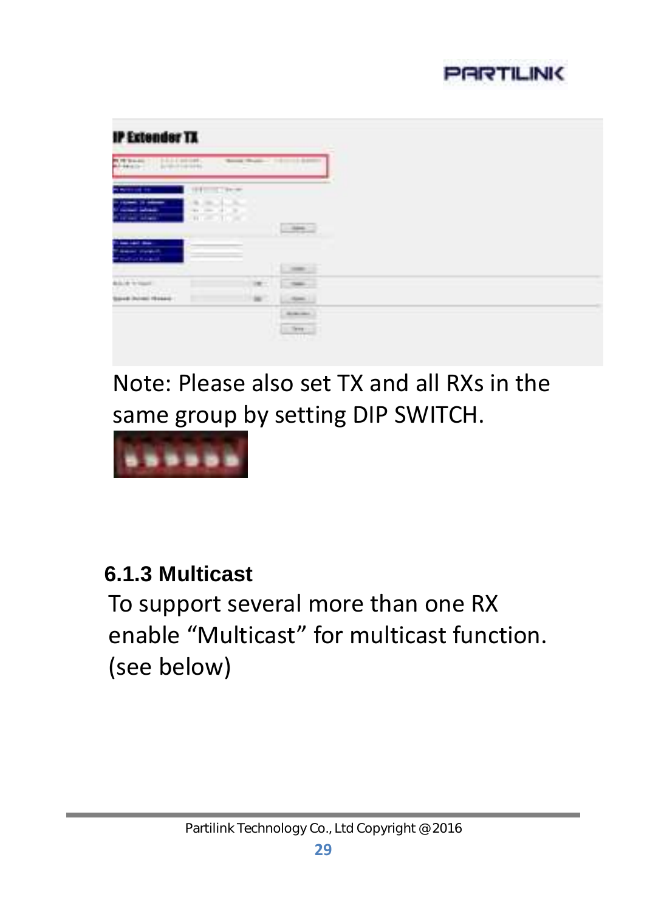Note: Please also set TX and all RXs in the same group by setting DIP SWITCH.

### 6.1.3 Multicast

To support several more than one RX enable “Multicast” for multicast function. (see below)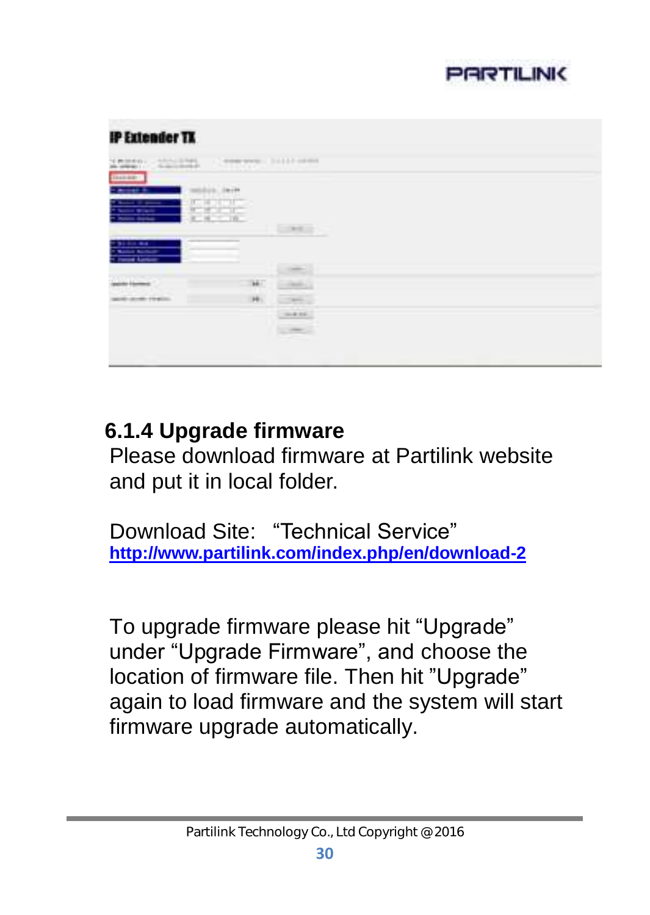## 6.1.4 Upgrade firmware

Please download firmware at Partilink website and put it in local folder.

Download Site: "Technical Service"
**http://www.partilink.com/index.php/en/download-2**

To upgrade firmware please hit "Upgrade" under "Upgrade Firmware", and choose the location of firmware file. Then hit "Upgrade" again to load firmware and the system will start firmware upgrade automatically.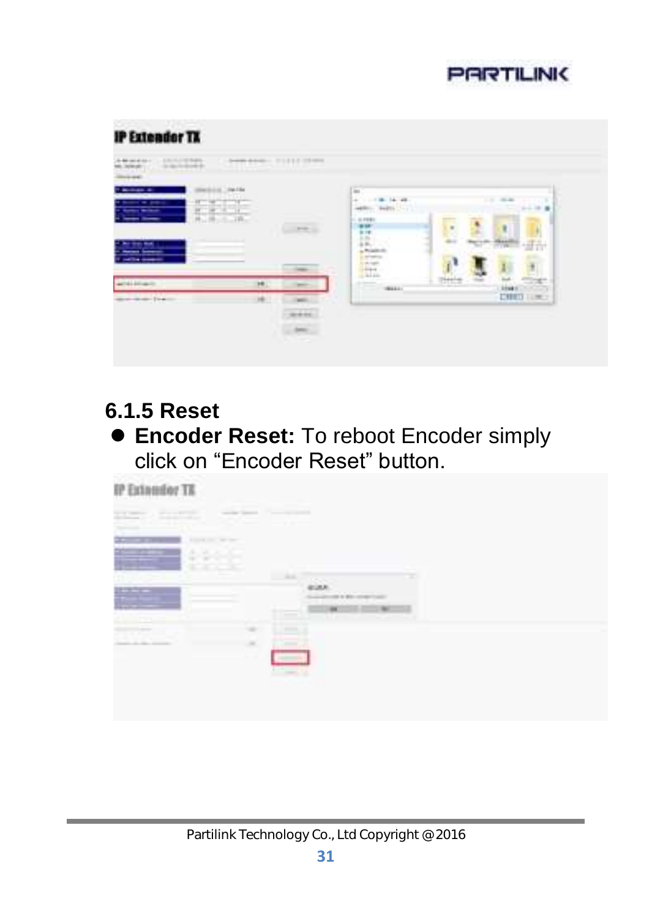## 6.1.5 Reset

- **Encoder Reset:** To reboot Encoder simply click on “Encoder Reset” button.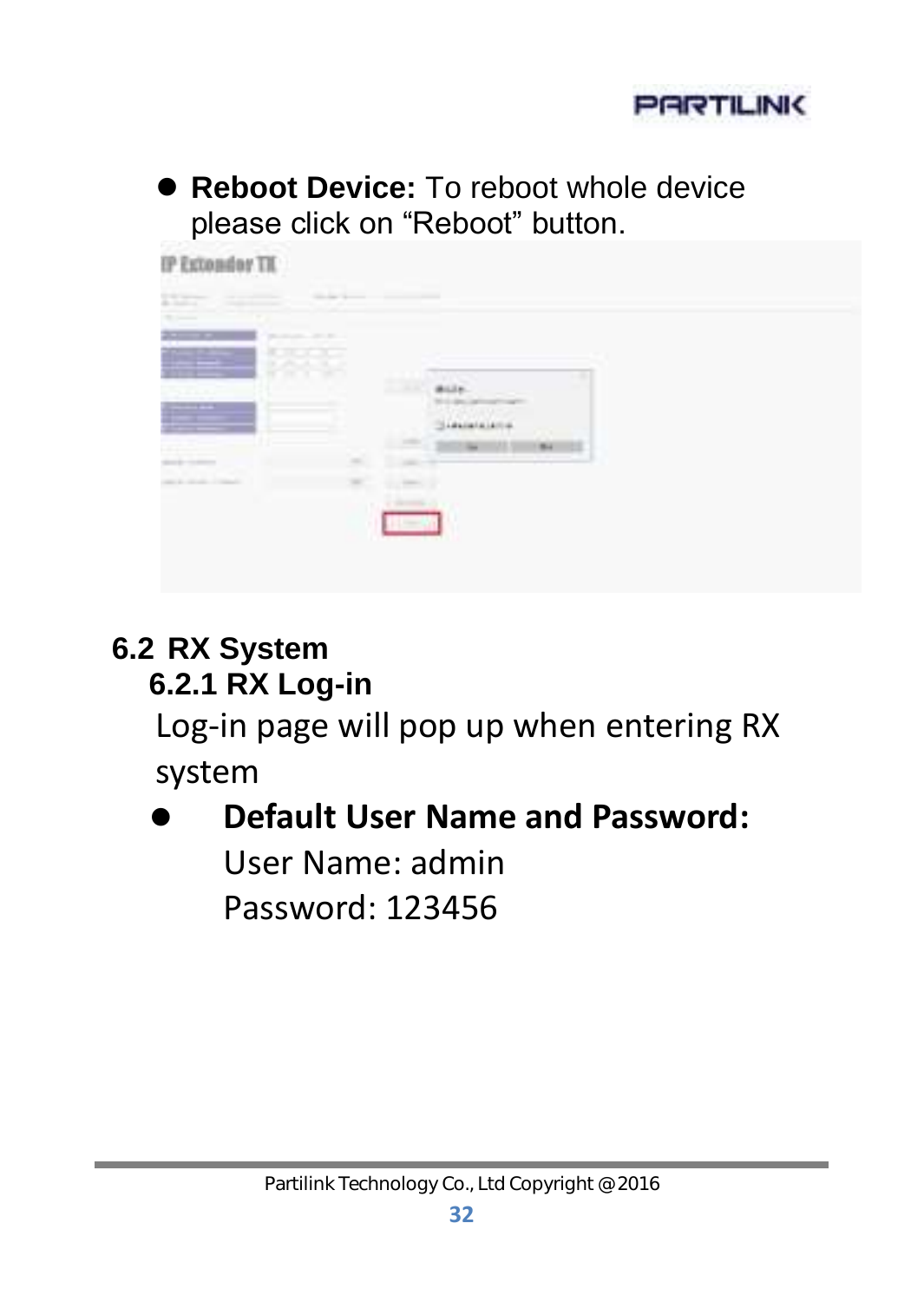- **Reboot Device:** To reboot whole device please click on "Reboot" button.

## 6.2 RX System

### 6.2.1 RX Log-in

Log-in page will pop up when entering RX system

- **Default User Name and Password:**
  User Name: admin
  Password: 123456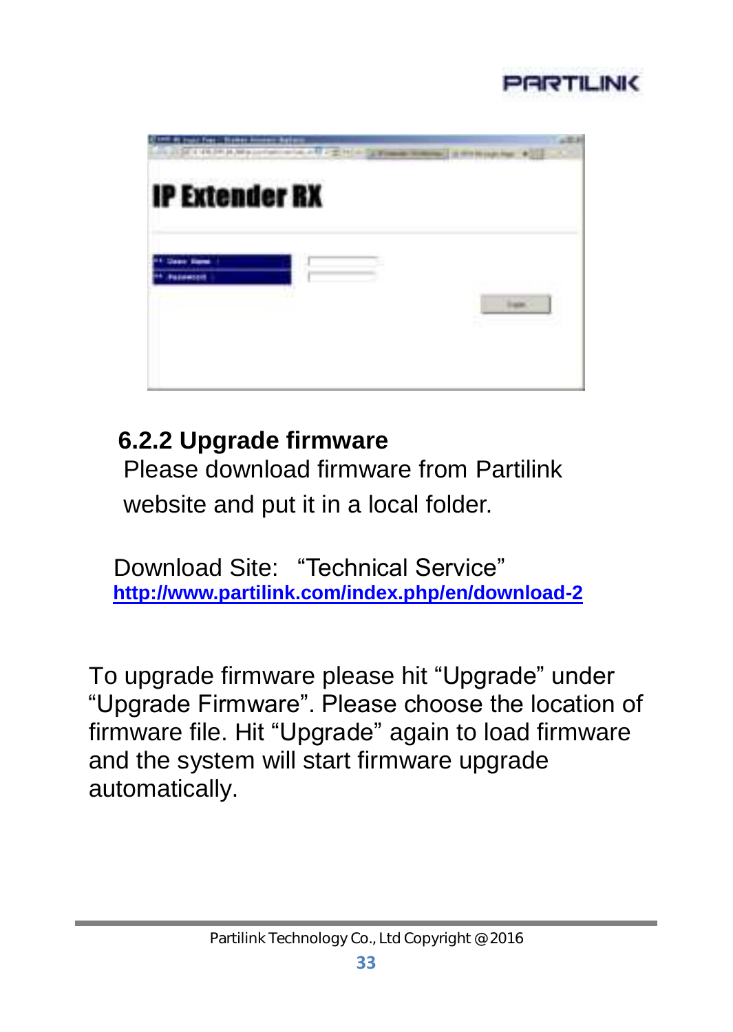### 6.2.2 Upgrade firmware

Please download firmware from Partilink website and put it in a local folder.

Download Site: "Technical Service"
**http://www.partilink.com/index.php/en/download-2**

To upgrade firmware please hit "Upgrade" under "Upgrade Firmware". Please choose the location of firmware file. Hit "Upgrade" again to load firmware and the system will start firmware upgrade automatically.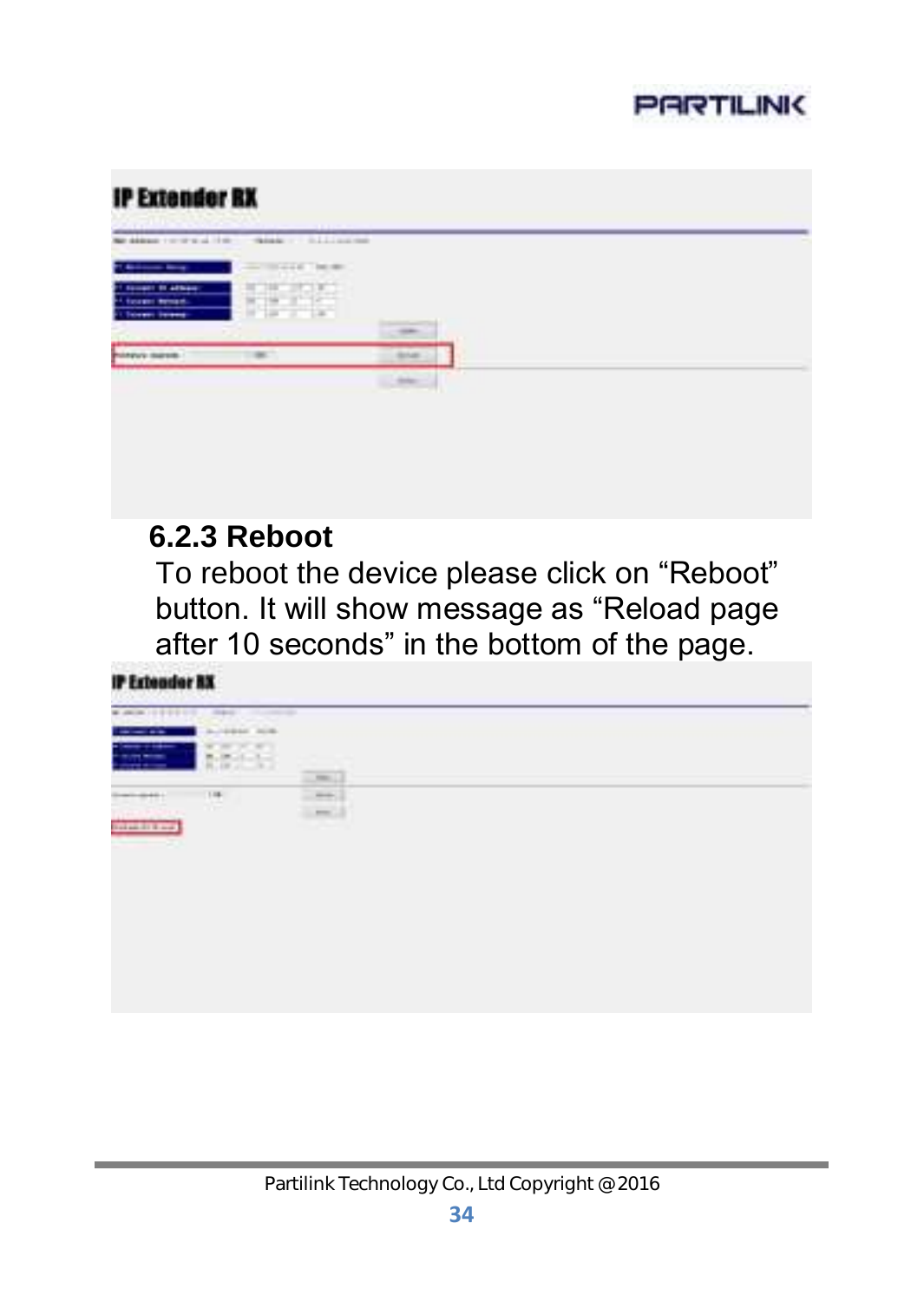### 6.2.3 Reboot

To reboot the device please click on “Reboot” button. It will show message as “Reload page after 10 seconds” in the bottom of the page.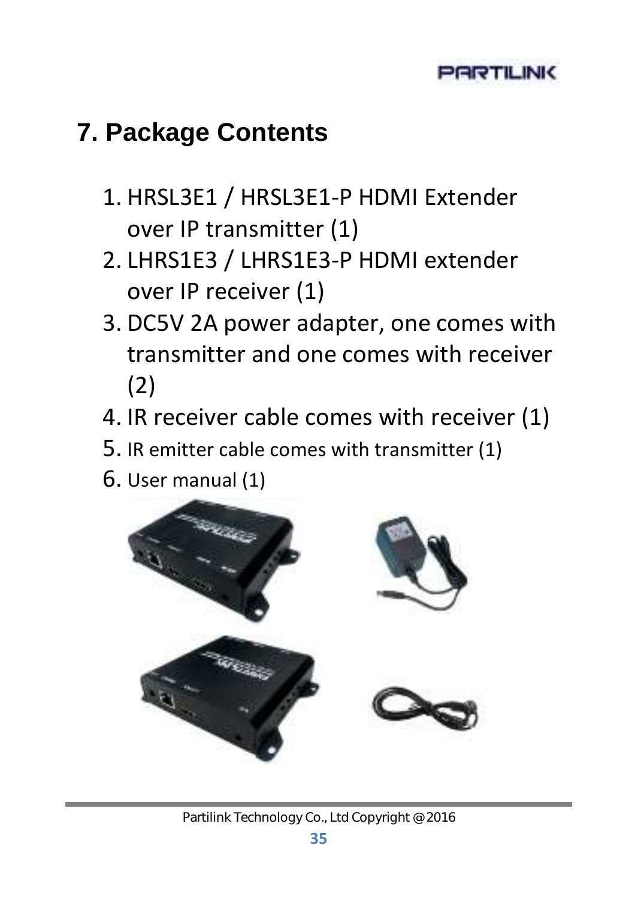## 7. Package Contents

1. HRSL3E1 / HRSL3E1-P HDMI Extender over IP transmitter (1)
2. LHRS1E3 / LHRS1E3-P HDMI extender over IP receiver (1)
3. DC5V 2A power adapter, one comes with transmitter and one comes with receiver (2)
4. IR receiver cable comes with receiver (1)
5. IR emitter cable comes with transmitter (1)
6. User manual (1)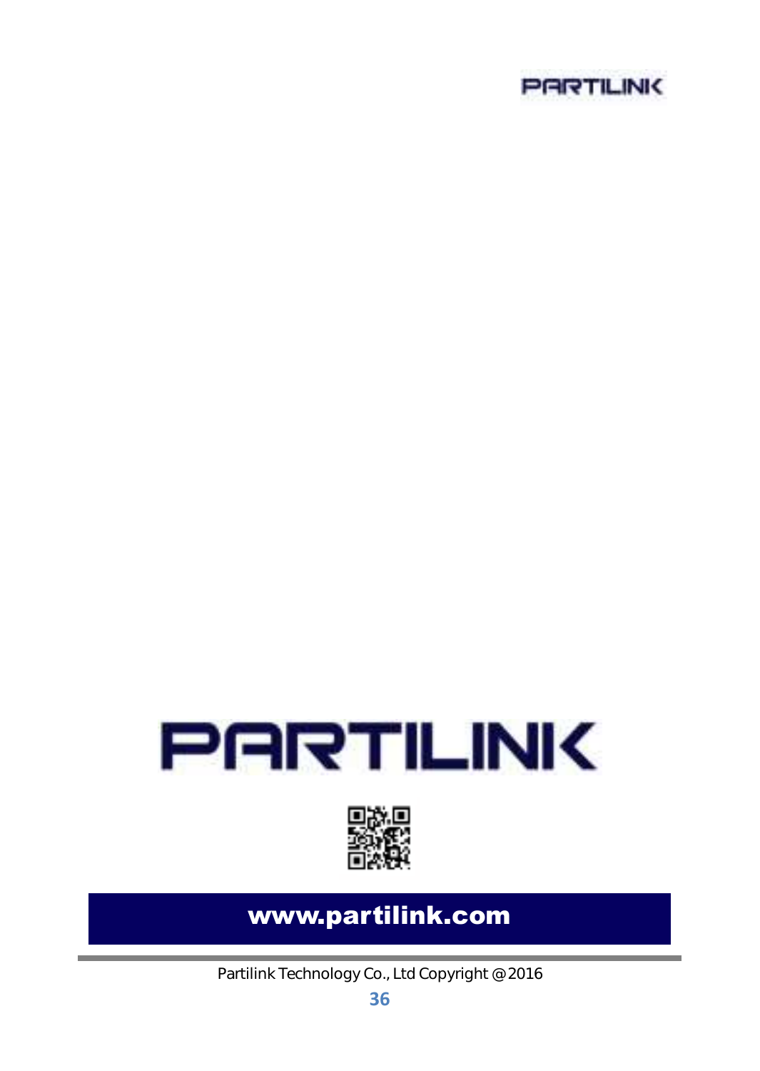PARTILINK

www.partilink.com

Partilink Technology Co., Ltd Copyright @ 2016